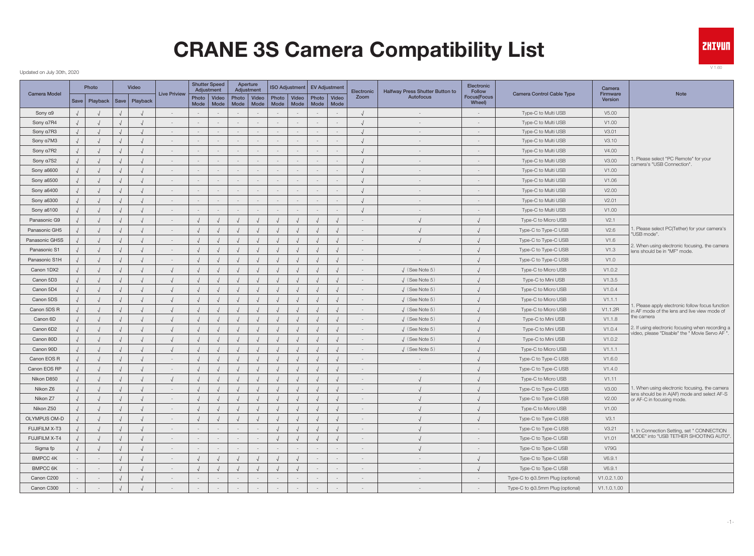# CRANE 3S Camera Compatibility List

Updated on July 30th, 2020

V 1.60

| Camera Model | Photo | | Video | | Live Priview | Shutter Speed Adjustment | | Aperture Adjustment | | ISO Adjustment | | EV Adjustment | | Electronic Zoom | Halfway Press Shutter Button to Autofocus | Electronic Follow Focus(Focus Wheel) | Camera Control Cable Type | Camera Firmware Version | Note |
|---|---|---|---|---|---|---|---|---|---|---|---|---|---|---|---|---|---|---|---|
| | Save | Playback | Save | Playback | | Photo Mode | Video Mode | Photo Mode | Video Mode | Photo Mode | Video Mode | Photo Mode | Video Mode | | | | | | |
| Sony α9 | √ | √ | √ | √ | - | - | - | - | - | - | - | - | - | √ | - | - | Type-C to Multi USB | V5.00 | 1. Please select "PC Remote" for your camera's "USB Connection". |
| Sony α7R4 | √ | √ | √ | √ | - | - | - | - | - | - | - | - | - | √ | - | - | Type-C to Multi USB | V1.00 | |
| Sony α7R3 | √ | √ | √ | √ | - | - | - | - | - | - | - | - | - | √ | - | - | Type-C to Multi USB | V3.01 | |
| Sony α7M3 | √ | √ | √ | √ | - | - | - | - | - | - | - | - | - | √ | - | - | Type-C to Multi USB | V3.10 | |
| Sony α7R2 | √ | √ | √ | √ | - | - | - | - | - | - | - | - | - | √ | - | - | Type-C to Multi USB | V4.00 | |
| Sony α7S2 | √ | √ | √ | √ | - | - | - | - | - | - | - | - | - | √ | - | - | Type-C to Multi USB | V3.00 | |
| Sony a6600 | √ | √ | √ | √ | - | - | - | - | - | - | - | - | - | √ | - | - | Type-C to Multi USB | V1.00 | |
| Sony a6500 | √ | √ | √ | √ | - | - | - | - | - | - | - | - | - | √ | - | - | Type-C to Multi USB | V1.06 | |
| Sony a6400 | √ | √ | √ | √ | - | - | - | - | - | - | - | - | - | √ | - | - | Type-C to Multi USB | V2.00 | |
| Sony a6300 | √ | √ | √ | √ | - | - | - | - | - | - | - | - | - | √ | - | - | Type-C to Multi USB | V2.01 | |
| Sony a6100 | √ | √ | √ | √ | - | - | - | - | - | - | - | - | - | √ | - | - | Type-C to Multi USB | V1.00 | |
| Panasonic G9 | √ | √ | √ | √ | - | √ | √ | √ | √ | √ | √ | √ | √ | - | √ | √ | Type-C to Micro USB | V2.1 | 1. Please select PC(Tether) for your camera's "USB mode". 2. When using electronic focusing, the camera lens should be in "MF" mode. |
| Panasonic GH5 | √ | √ | √ | √ | - | √ | √ | √ | √ | √ | √ | √ | √ | - | √ | √ | Type-C to Type-C USB | V2.6 | |
| Panasonic GH5S | √ | √ | √ | √ | - | √ | √ | √ | √ | √ | √ | √ | √ | - | √ | √ | Type-C to Type-C USB | V1.6 | |
| Panasonic S1 | √ | √ | √ | √ | - | √ | √ | √ | √ | √ | √ | √ | √ | - | - | √ | Type-C to Type-C USB | V1.3 | |
| Panasonic S1H | √ | √ | √ | √ | - | √ | √ | √ | √ | √ | √ | √ | √ | - | - | √ | Type-C to Type-C USB | V1.0 | |
| Canon 1DX2 | √ | √ | √ | √ | √ | √ | √ | √ | √ | √ | √ | √ | √ | - | √ (See Note 5) | √ | Type-C to Micro USB | V1.0.2 | 1. Please apply electronic follow focus function in AF mode of the lens and live view mode of the camera 2. If using electronic focusing when recording a video, please "Disable" the " Movie Servo AF ". |
| Canon 5D3 | √ | √ | √ | √ | √ | √ | √ | √ | √ | √ | √ | √ | √ | - | √ (See Note 5) | √ | Type-C to Mini USB | V1.3.5 | |
| Canon 5D4 | √ | √ | √ | √ | √ | √ | √ | √ | √ | √ | √ | √ | √ | - | √ (See Note 5) | √ | Type-C to Micro USB | V1.0.4 | |
| Canon 5DS | √ | √ | √ | √ | √ | √ | √ | √ | √ | √ | √ | √ | √ | - | √ (See Note 5) | √ | Type-C to Micro USB | V1.1.1 | |
| Canon 5DS R | √ | √ | √ | √ | √ | √ | √ | √ | √ | √ | √ | √ | √ | - | √ (See Note 5) | √ | Type-C to Micro USB | V1.1.2R | |
| Canon 6D | √ | √ | √ | √ | √ | √ | √ | √ | √ | √ | √ | √ | √ | - | √ (See Note 5) | √ | Type-C to Mini USB | V1.1.8 | |
| Canon 6D2 | √ | √ | √ | √ | √ | √ | √ | √ | √ | √ | √ | √ | √ | - | √ (See Note 5) | √ | Type-C to Mini USB | V1.0.4 | |
| Canon 80D | √ | √ | √ | √ | √ | √ | √ | √ | √ | √ | √ | √ | √ | - | √ (See Note 5) | √ | Type-C to Mini USB | V1.0.2 | |
| Canon 90D | √ | √ | √ | √ | √ | √ | √ | √ | √ | √ | √ | √ | √ | - | √ (See Note 5) | √ | Type-C to Micro USB | V1.1.1 | |
| Canon EOS R | √ | √ | √ | √ | - | √ | √ | √ | √ | √ | √ | √ | √ | - | - | √ | Type-C to Type-C USB | V1.6.0 | |
| Canon EOS RP | √ | √ | √ | √ | - | √ | √ | √ | √ | √ | √ | √ | √ | - | - | √ | Type-C to Type-C USB | V1.4.0 | |
| Nikon D850 | √ | √ | √ | √ | √ | √ | √ | √ | √ | √ | √ | √ | √ | - | √ | √ | Type-C to Micro USB | V1.11 | 1. When using electronic focusing, the camera lens should be in A(AF) mode and select AF-S or AF-C in focusing mode. |
| Nikon Z6 | √ | √ | √ | √ | - | √ | √ | √ | √ | √ | √ | √ | √ | - | √ | √ | Type-C to Type-C USB | V3.00 | |
| Nikon Z7 | √ | √ | √ | √ | - | √ | √ | √ | √ | √ | √ | √ | √ | - | √ | √ | Type-C to Type-C USB | V2.00 | |
| Nikon Z50 | √ | √ | √ | √ | - | √ | √ | √ | √ | √ | √ | √ | √ | - | √ | √ | Type-C to Micro USB | V1.00 | |
| OLYMPUS OM-D | √ | √ | √ | √ | - | √ | √ | √ | √ | √ | √ | √ | √ | - | √ | √ | Type-C to Type-C USB | V3.1 | |
| FUJIFILM X-T3 | √ | √ | √ | √ | - | - | - | - | - | √ | √ | √ | √ | - | √ | - | Type-C to Type-C USB | V3.21 | 1. In Connection Setting, set " CONNECTION MODE" into "USB TETHER SHOOTING AUTO". |
| FUJIFILM X-T4 | √ | √ | √ | √ | - | - | - | - | - | √ | √ | √ | √ | - | √ | - | Type-C to Type-C USB | V1.01 | |
| Sigma fp | √ | √ | √ | √ | - | - | - | - | - | - | - | - | - | - | √ | - | Type-C to Type-C USB | V79G | |
| BMPCC 4K | - | - | √ | √ | - | √ | √ | √ | √ | √ | √ | - | - | - | - | √ | Type-C to Type-C USB | V6.9.1 | |
| BMPCC 6K | - | - | √ | √ | - | √ | √ | √ | √ | √ | √ | - | - | - | - | √ | Type-C to Type-C USB | V6.9.1 | |
| Canon C200 | - | - | √ | √ | - | - | - | - | - | - | - | - | - | - | - | - | Type-C to ф3.5mm Plug (optional) | V1.0.2.1.00 | |
| Canon C300 | - | - | √ | √ | - | - | - | - | - | - | - | - | - | - | - | - | Type-C to ф3.5mm Plug (optional) | V1.1.0.1.00 | |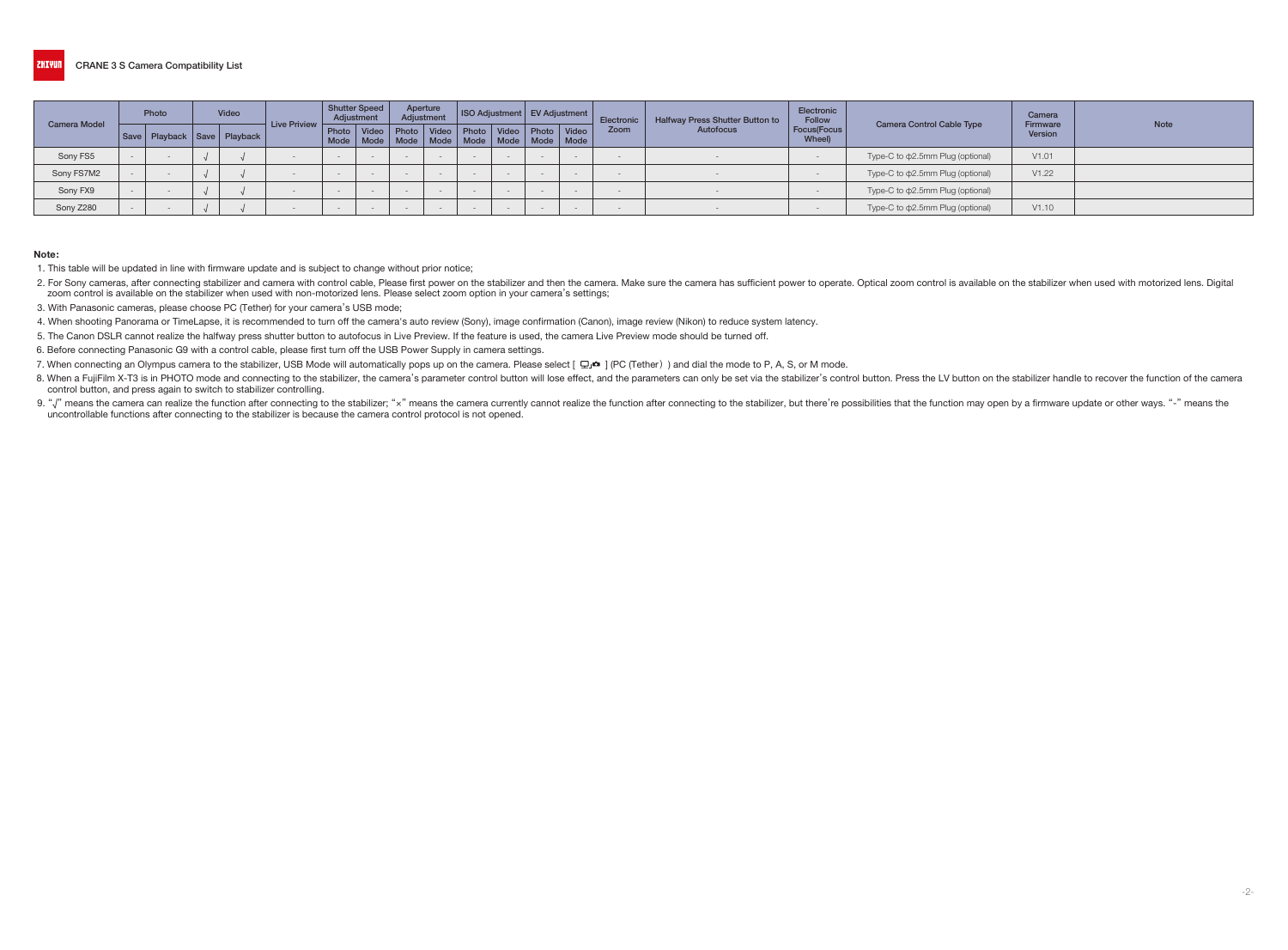# CRANE 3 S Camera Compatibility List

| Camera Model | Photo | | Video | | Live Priview | Shutter Speed Adjustment | | Aperture Adjustment | | ISO Adjustment | | EV Adjustment | | Electronic Zoom | Halfway Press Shutter Button to Autofocus | Electronic Follow Focus(Focus Wheel) | Camera Control Cable Type | Camera Firmware Version | Note |
|---|---|---|---|---|---|---|---|---|---|---|---|---|---|---|---|---|---|---|---|
| | Save | Playback | Save | Playback | | Photo Mode | Video Mode | Photo Mode | Video Mode | Photo Mode | Video Mode | Photo Mode | Video Mode | | | | | | |
| Sony FS5 | - | - | √ | √ | - | - | - | - | - | - | - | - | - | - | - | - | Type-C to ф2.5mm Plug (optional) | V1.01 | |
| Sony FS7M2 | - | - | √ | √ | - | - | - | - | - | - | - | - | - | - | - | - | Type-C to ф2.5mm Plug (optional) | V1.22 | |
| Sony FX9 | - | - | √ | √ | - | - | - | - | - | - | - | - | - | - | - | - | Type-C to ф2.5mm Plug (optional) | | |
| Sony Z280 | - | - | √ | √ | - | - | - | - | - | - | - | - | - | - | - | - | Type-C to ф2.5mm Plug (optional) | V1.10 | |

**Note:**

1. This table will be updated in line with firmware update and is subject to change without prior notice;
2. For Sony cameras, after connecting stabilizer and camera with control cable, Please first power on the stabilizer and then the camera. Make sure the camera has sufficient power to operate. Optical zoom control is available on the stabilizer when used with motorized lens. Digital zoom control is available on the stabilizer when used with non-motorized lens. Please select zoom option in your camera's settings;
3. With Panasonic cameras, please choose PC (Tether) for your camera's USB mode;
4. When shooting Panorama or TimeLapse, it is recommended to turn off the camera's auto review (Sony), image confirmation (Canon), image review (Nikon) to reduce system latency.
5. The Canon DSLR cannot realize the halfway press shutter button to autofocus in Live Preview. If the feature is used, the camera Live Preview mode should be turned off.
6. Before connecting Panasonic G9 with a control cable, please first turn off the USB Power Supply in camera settings.
7. When connecting an Olympus camera to the stabilizer, USB Mode will automatically pops up on the camera. Please select [ ] (PC (Tether) ) and dial the mode to P, A, S, or M mode.
8. When a FujiFilm X-T3 is in PHOTO mode and connecting to the stabilizer, the camera's parameter control button will lose effect, and the parameters can only be set via the stabilizer's control button. Press the LV button on the stabilizer handle to recover the function of the camera control button, and press again to switch to stabilizer controlling.
9. "√" means the camera can realize the function after connecting to the stabilizer; "×" means the camera currently cannot realize the function after connecting to the stabilizer, but there're possibilities that the function may open by a firmware update or other ways. "-" means the uncontrollable functions after connecting to the stabilizer is because the camera control protocol is not opened.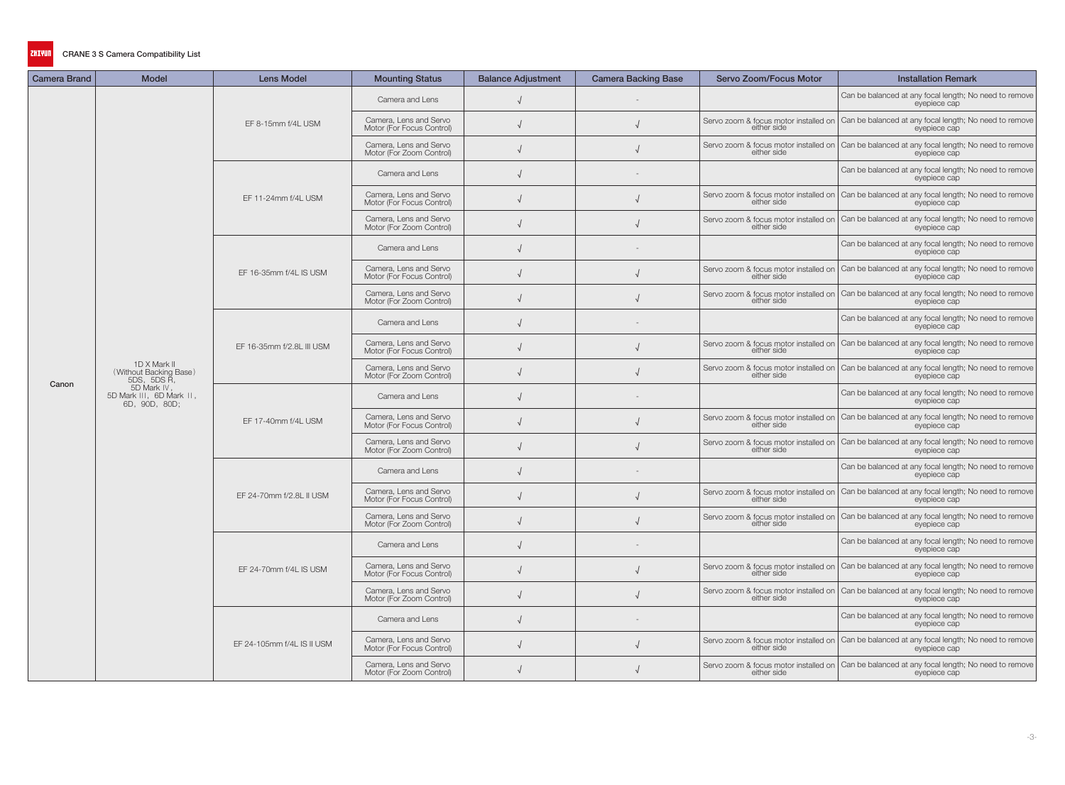CRANE 3 S Camera Compatibility List

| Camera Brand | Model | Lens Model | Mounting Status | Balance Adjustment | Camera Backing Base | Servo Zoom/Focus Motor | Installation Remark |
|---|---|---|---|---|---|---|---|
| Canon | 1D X Mark II （Without Backing Base） 5DS，5DS R， 5D Mark Ⅳ， 5D Mark Ⅲ，6D Mark Ⅱ， 6D，90D，80D; | EF 8-15mm f/4L USM | Camera and Lens | √ | - | | Can be balanced at any focal length; No need to remove eyepiece cap |
| | | | Camera, Lens and Servo Motor (For Focus Control) | √ | √ | Servo zoom & focus motor installed on either side | Can be balanced at any focal length; No need to remove eyepiece cap |
| | | | Camera, Lens and Servo Motor (For Zoom Control) | √ | √ | Servo zoom & focus motor installed on either side | Can be balanced at any focal length; No need to remove eyepiece cap |
| | | EF 11-24mm f/4L USM | Camera and Lens | √ | - | | Can be balanced at any focal length; No need to remove eyepiece cap |
| | | | Camera, Lens and Servo Motor (For Focus Control) | √ | √ | Servo zoom & focus motor installed on either side | Can be balanced at any focal length; No need to remove eyepiece cap |
| | | | Camera, Lens and Servo Motor (For Zoom Control) | √ | √ | Servo zoom & focus motor installed on either side | Can be balanced at any focal length; No need to remove eyepiece cap |
| | | EF 16-35mm f/4L IS USM | Camera and Lens | √ | - | | Can be balanced at any focal length; No need to remove eyepiece cap |
| | | | Camera, Lens and Servo Motor (For Focus Control) | √ | √ | Servo zoom & focus motor installed on either side | Can be balanced at any focal length; No need to remove eyepiece cap |
| | | | Camera, Lens and Servo Motor (For Zoom Control) | √ | √ | Servo zoom & focus motor installed on either side | Can be balanced at any focal length; No need to remove eyepiece cap |
| | | EF 16-35mm f/2.8L III USM | Camera and Lens | √ | - | | Can be balanced at any focal length; No need to remove eyepiece cap |
| | | | Camera, Lens and Servo Motor (For Focus Control) | √ | √ | Servo zoom & focus motor installed on either side | Can be balanced at any focal length; No need to remove eyepiece cap |
| | | | Camera, Lens and Servo Motor (For Zoom Control) | √ | √ | Servo zoom & focus motor installed on either side | Can be balanced at any focal length; No need to remove eyepiece cap |
| | | EF 17-40mm f/4L USM | Camera and Lens | √ | - | | Can be balanced at any focal length; No need to remove eyepiece cap |
| | | | Camera, Lens and Servo Motor (For Focus Control) | √ | √ | Servo zoom & focus motor installed on either side | Can be balanced at any focal length; No need to remove eyepiece cap |
| | | | Camera, Lens and Servo Motor (For Zoom Control) | √ | √ | Servo zoom & focus motor installed on either side | Can be balanced at any focal length; No need to remove eyepiece cap |
| | | EF 24-70mm f/2.8L II USM | Camera and Lens | √ | - | | Can be balanced at any focal length; No need to remove eyepiece cap |
| | | | Camera, Lens and Servo Motor (For Focus Control) | √ | √ | Servo zoom & focus motor installed on either side | Can be balanced at any focal length; No need to remove eyepiece cap |
| | | | Camera, Lens and Servo Motor (For Zoom Control) | √ | √ | Servo zoom & focus motor installed on either side | Can be balanced at any focal length; No need to remove eyepiece cap |
| | | EF 24-70mm f/4L IS USM | Camera and Lens | √ | - | | Can be balanced at any focal length; No need to remove eyepiece cap |
| | | | Camera, Lens and Servo Motor (For Focus Control) | √ | √ | Servo zoom & focus motor installed on either side | Can be balanced at any focal length; No need to remove eyepiece cap |
| | | | Camera, Lens and Servo Motor (For Zoom Control) | √ | √ | Servo zoom & focus motor installed on either side | Can be balanced at any focal length; No need to remove eyepiece cap |
| | | EF 24-105mm f/4L IS II USM | Camera and Lens | √ | - | | Can be balanced at any focal length; No need to remove eyepiece cap |
| | | | Camera, Lens and Servo Motor (For Focus Control) | √ | √ | Servo zoom & focus motor installed on either side | Can be balanced at any focal length; No need to remove eyepiece cap |
| | | | Camera, Lens and Servo Motor (For Zoom Control) | √ | √ | Servo zoom & focus motor installed on either side | Can be balanced at any focal length; No need to remove eyepiece cap |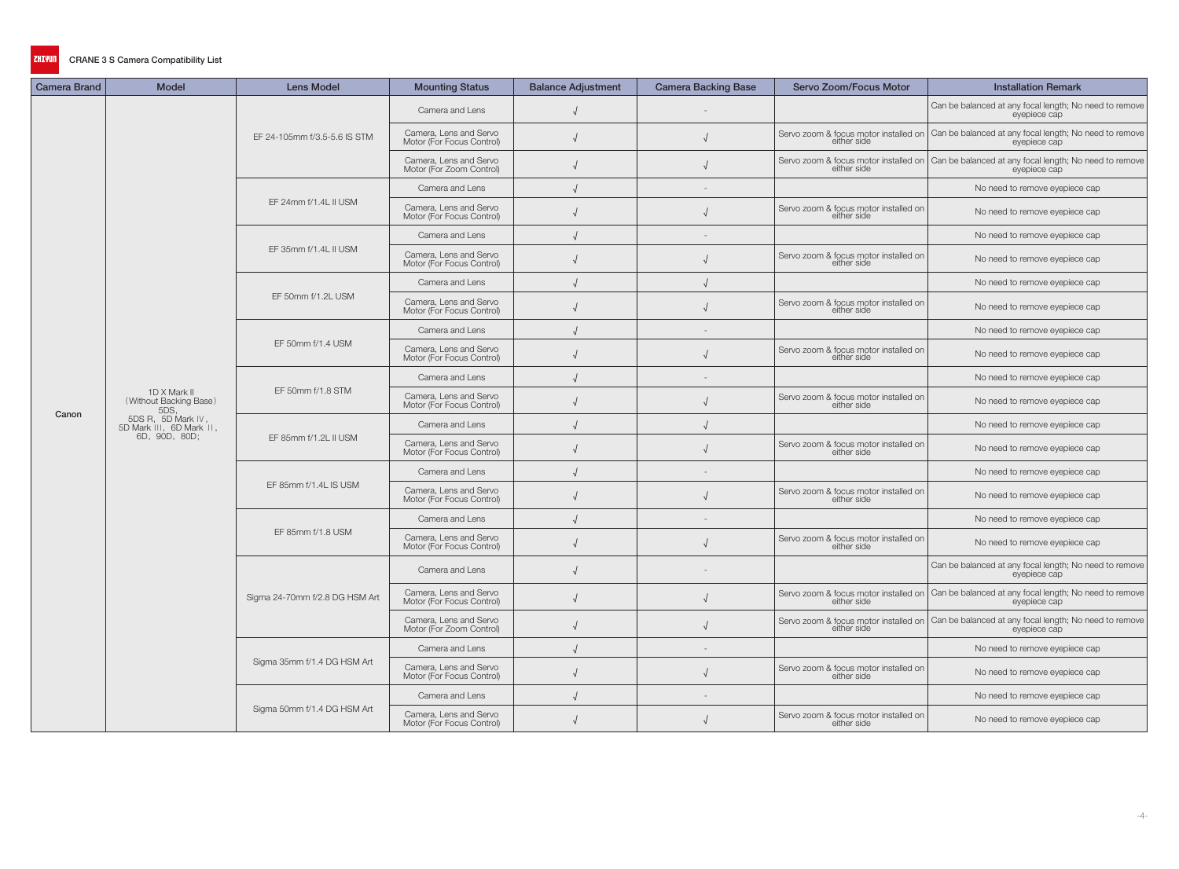CRANE 3 S Camera Compatibility List

| Camera Brand | Model | Lens Model | Mounting Status | Balance Adjustment | Camera Backing Base | Servo Zoom/Focus Motor | Installation Remark |
|---|---|---|---|---|---|---|---|
| Canon | 1D X Mark II (Without Backing Base) 5DS, 5DS R, 5D Mark Ⅳ, 5D Mark Ⅲ, 6D Mark Ⅱ, 6D, 90D, 80D; | EF 24-105mm f/3.5-5.6 IS STM | Camera and Lens | √ | - | | Can be balanced at any focal length; No need to remove eyepiece cap |
| | | | Camera, Lens and Servo Motor (For Focus Control) | √ | √ | Servo zoom & focus motor installed on either side | Can be balanced at any focal length; No need to remove eyepiece cap |
| | | | Camera, Lens and Servo Motor (For Zoom Control) | √ | √ | Servo zoom & focus motor installed on either side | Can be balanced at any focal length; No need to remove eyepiece cap |
| | | EF 24mm f/1.4L II USM | Camera and Lens | √ | - | | No need to remove eyepiece cap |
| | | | Camera, Lens and Servo Motor (For Focus Control) | √ | √ | Servo zoom & focus motor installed on either side | No need to remove eyepiece cap |
| | | EF 35mm f/1.4L II USM | Camera and Lens | √ | - | | No need to remove eyepiece cap |
| | | | Camera, Lens and Servo Motor (For Focus Control) | √ | √ | Servo zoom & focus motor installed on either side | No need to remove eyepiece cap |
| | | EF 50mm f/1.2L USM | Camera and Lens | √ | √ | | No need to remove eyepiece cap |
| | | | Camera, Lens and Servo Motor (For Focus Control) | √ | √ | Servo zoom & focus motor installed on either side | No need to remove eyepiece cap |
| | | EF 50mm f/1.4 USM | Camera and Lens | √ | - | | No need to remove eyepiece cap |
| | | | Camera, Lens and Servo Motor (For Focus Control) | √ | √ | Servo zoom & focus motor installed on either side | No need to remove eyepiece cap |
| | | EF 50mm f/1.8 STM | Camera and Lens | √ | - | | No need to remove eyepiece cap |
| | | | Camera, Lens and Servo Motor (For Focus Control) | √ | √ | Servo zoom & focus motor installed on either side | No need to remove eyepiece cap |
| | | EF 85mm f/1.2L II USM | Camera and Lens | √ | √ | | No need to remove eyepiece cap |
| | | | Camera, Lens and Servo Motor (For Focus Control) | √ | √ | Servo zoom & focus motor installed on either side | No need to remove eyepiece cap |
| | | EF 85mm f/1.4L IS USM | Camera and Lens | √ | - | | No need to remove eyepiece cap |
| | | | Camera, Lens and Servo Motor (For Focus Control) | √ | √ | Servo zoom & focus motor installed on either side | No need to remove eyepiece cap |
| | | EF 85mm f/1.8 USM | Camera and Lens | √ | - | | No need to remove eyepiece cap |
| | | | Camera, Lens and Servo Motor (For Focus Control) | √ | √ | Servo zoom & focus motor installed on either side | No need to remove eyepiece cap |
| | | Sigma 24-70mm f/2.8 DG HSM Art | Camera and Lens | √ | - | | Can be balanced at any focal length; No need to remove eyepiece cap |
| | | | Camera, Lens and Servo Motor (For Focus Control) | √ | √ | Servo zoom & focus motor installed on either side | Can be balanced at any focal length; No need to remove eyepiece cap |
| | | | Camera, Lens and Servo Motor (For Zoom Control) | √ | √ | Servo zoom & focus motor installed on either side | Can be balanced at any focal length; No need to remove eyepiece cap |
| | | Sigma 35mm f/1.4 DG HSM Art | Camera and Lens | √ | - | | No need to remove eyepiece cap |
| | | | Camera, Lens and Servo Motor (For Focus Control) | √ | √ | Servo zoom & focus motor installed on either side | No need to remove eyepiece cap |
| | | Sigma 50mm f/1.4 DG HSM Art | Camera and Lens | √ | - | | No need to remove eyepiece cap |
| | | | Camera, Lens and Servo Motor (For Focus Control) | √ | √ | Servo zoom & focus motor installed on either side | No need to remove eyepiece cap |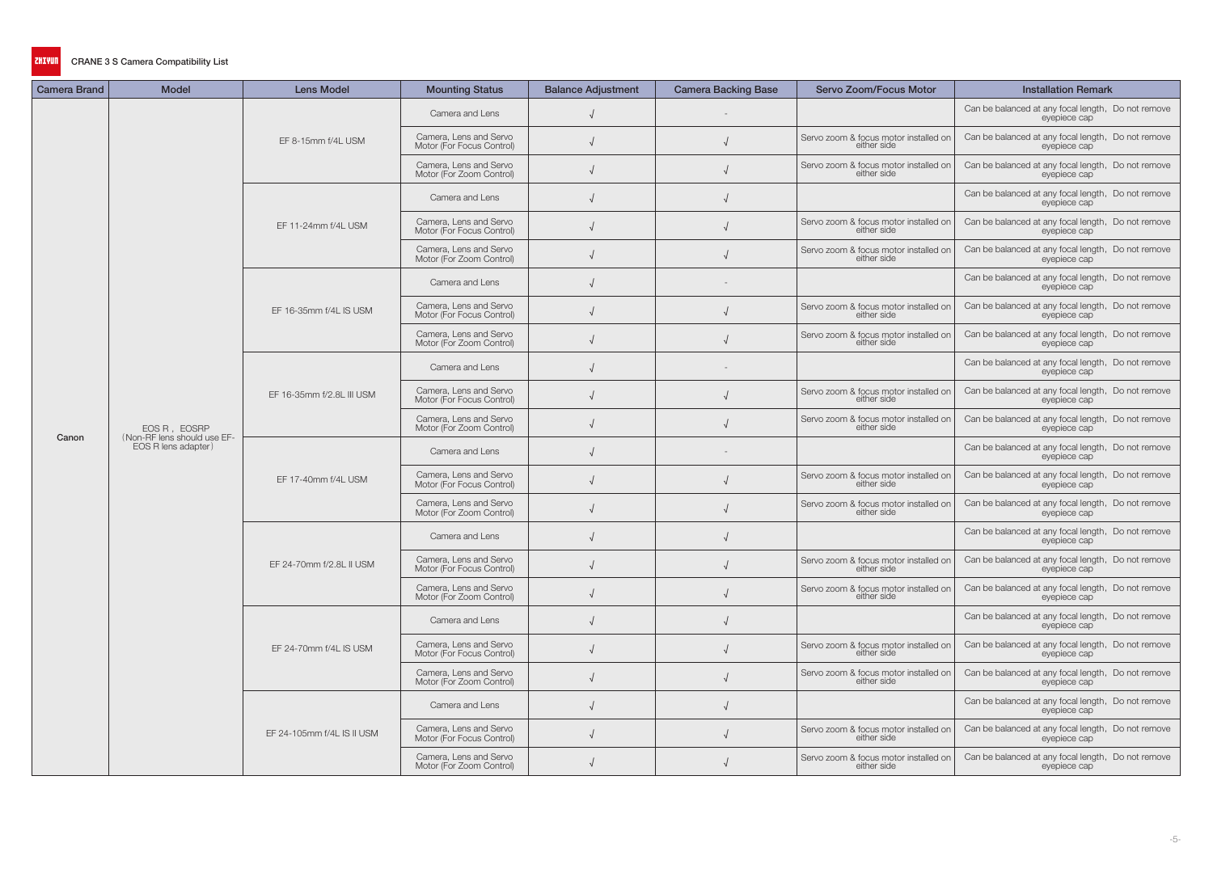CRANE 3 S Camera Compatibility List

| Camera Brand | Model | Lens Model | Mounting Status | Balance Adjustment | Camera Backing Base | Servo Zoom/Focus Motor | Installation Remark |
|---|---|---|---|---|---|---|---|
| Canon | EOS R，EOSRP（Non-RF lens should use EF-EOS R lens adapter） | EF 8-15mm f/4L USM | Camera and Lens | √ | - | | Can be balanced at any focal length，Do not remove eyepiece cap |
| | | | Camera, Lens and Servo Motor (For Focus Control) | √ | √ | Servo zoom & focus motor installed on either side | Can be balanced at any focal length，Do not remove eyepiece cap |
| | | | Camera, Lens and Servo Motor (For Zoom Control) | √ | √ | Servo zoom & focus motor installed on either side | Can be balanced at any focal length，Do not remove eyepiece cap |
| | | EF 11-24mm f/4L USM | Camera and Lens | √ | √ | | Can be balanced at any focal length，Do not remove eyepiece cap |
| | | | Camera, Lens and Servo Motor (For Focus Control) | √ | √ | Servo zoom & focus motor installed on either side | Can be balanced at any focal length，Do not remove eyepiece cap |
| | | | Camera, Lens and Servo Motor (For Zoom Control) | √ | √ | Servo zoom & focus motor installed on either side | Can be balanced at any focal length，Do not remove eyepiece cap |
| | | EF 16-35mm f/4L IS USM | Camera and Lens | √ | - | | Can be balanced at any focal length，Do not remove eyepiece cap |
| | | | Camera, Lens and Servo Motor (For Focus Control) | √ | √ | Servo zoom & focus motor installed on either side | Can be balanced at any focal length，Do not remove eyepiece cap |
| | | | Camera, Lens and Servo Motor (For Zoom Control) | √ | √ | Servo zoom & focus motor installed on either side | Can be balanced at any focal length，Do not remove eyepiece cap |
| | | EF 16-35mm f/2.8L III USM | Camera and Lens | √ | - | | Can be balanced at any focal length，Do not remove eyepiece cap |
| | | | Camera, Lens and Servo Motor (For Focus Control) | √ | √ | Servo zoom & focus motor installed on either side | Can be balanced at any focal length，Do not remove eyepiece cap |
| | | | Camera, Lens and Servo Motor (For Zoom Control) | √ | √ | Servo zoom & focus motor installed on either side | Can be balanced at any focal length，Do not remove eyepiece cap |
| | | EF 17-40mm f/4L USM | Camera and Lens | √ | - | | Can be balanced at any focal length，Do not remove eyepiece cap |
| | | | Camera, Lens and Servo Motor (For Focus Control) | √ | √ | Servo zoom & focus motor installed on either side | Can be balanced at any focal length，Do not remove eyepiece cap |
| | | | Camera, Lens and Servo Motor (For Zoom Control) | √ | √ | Servo zoom & focus motor installed on either side | Can be balanced at any focal length，Do not remove eyepiece cap |
| | | EF 24-70mm f/2.8L II USM | Camera and Lens | √ | √ | | Can be balanced at any focal length，Do not remove eyepiece cap |
| | | | Camera, Lens and Servo Motor (For Focus Control) | √ | √ | Servo zoom & focus motor installed on either side | Can be balanced at any focal length，Do not remove eyepiece cap |
| | | | Camera, Lens and Servo Motor (For Zoom Control) | √ | √ | Servo zoom & focus motor installed on either side | Can be balanced at any focal length，Do not remove eyepiece cap |
| | | EF 24-70mm f/4L IS USM | Camera and Lens | √ | √ | | Can be balanced at any focal length，Do not remove eyepiece cap |
| | | | Camera, Lens and Servo Motor (For Focus Control) | √ | √ | Servo zoom & focus motor installed on either side | Can be balanced at any focal length，Do not remove eyepiece cap |
| | | | Camera, Lens and Servo Motor (For Zoom Control) | √ | √ | Servo zoom & focus motor installed on either side | Can be balanced at any focal length，Do not remove eyepiece cap |
| | | EF 24-105mm f/4L IS II USM | Camera and Lens | √ | √ | | Can be balanced at any focal length，Do not remove eyepiece cap |
| | | | Camera, Lens and Servo Motor (For Focus Control) | √ | √ | Servo zoom & focus motor installed on either side | Can be balanced at any focal length，Do not remove eyepiece cap |
| | | | Camera, Lens and Servo Motor (For Zoom Control) | √ | √ | Servo zoom & focus motor installed on either side | Can be balanced at any focal length，Do not remove eyepiece cap |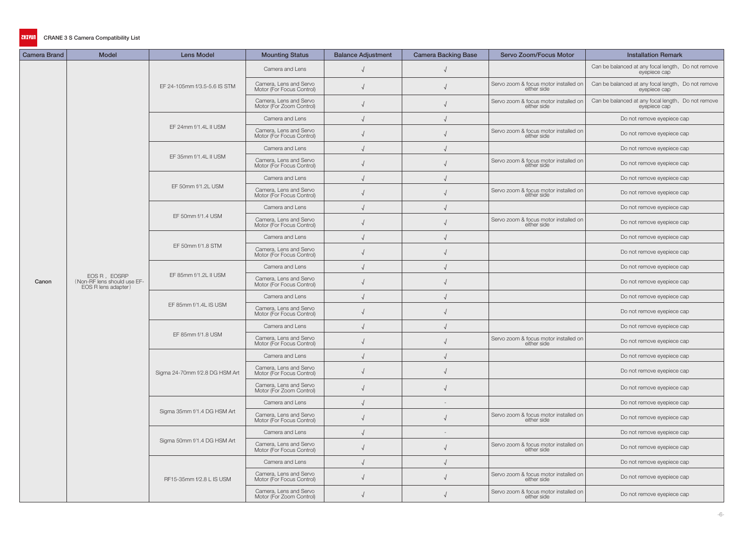CRANE 3 S Camera Compatibility List

| Camera Brand | Model | Lens Model | Mounting Status | Balance Adjustment | Camera Backing Base | Servo Zoom/Focus Motor | Installation Remark |
|---|---|---|---|---|---|---|---|
| Canon | EOS R，EOSRP（Non-RF lens should use EF-EOS R lens adapter） | EF 24-105mm f/3.5-5.6 IS STM | Camera and Lens | √ | √ | | Can be balanced at any focal length，Do not remove eyepiece cap |
| | | | Camera, Lens and Servo Motor (For Focus Control) | √ | √ | Servo zoom & focus motor installed on either side | Can be balanced at any focal length，Do not remove eyepiece cap |
| | | | Camera, Lens and Servo Motor (For Zoom Control) | √ | √ | Servo zoom & focus motor installed on either side | Can be balanced at any focal length，Do not remove eyepiece cap |
| | | EF 24mm f/1.4L II USM | Camera and Lens | √ | √ | | Do not remove eyepiece cap |
| | | | Camera, Lens and Servo Motor (For Focus Control) | √ | √ | Servo zoom & focus motor installed on either side | Do not remove eyepiece cap |
| | | EF 35mm f/1.4L II USM | Camera and Lens | √ | √ | | Do not remove eyepiece cap |
| | | | Camera, Lens and Servo Motor (For Focus Control) | √ | √ | Servo zoom & focus motor installed on either side | Do not remove eyepiece cap |
| | | EF 50mm f/1.2L USM | Camera and Lens | √ | √ | | Do not remove eyepiece cap |
| | | | Camera, Lens and Servo Motor (For Focus Control) | √ | √ | Servo zoom & focus motor installed on either side | Do not remove eyepiece cap |
| | | EF 50mm f/1.4 USM | Camera and Lens | √ | √ | | Do not remove eyepiece cap |
| | | | Camera, Lens and Servo Motor (For Focus Control) | √ | √ | Servo zoom & focus motor installed on either side | Do not remove eyepiece cap |
| | | EF 50mm f/1.8 STM | Camera and Lens | √ | √ | | Do not remove eyepiece cap |
| | | | Camera, Lens and Servo Motor (For Focus Control) | √ | √ | | Do not remove eyepiece cap |
| | | EF 85mm f/1.2L II USM | Camera and Lens | √ | √ | | Do not remove eyepiece cap |
| | | | Camera, Lens and Servo Motor (For Focus Control) | √ | √ | | Do not remove eyepiece cap |
| | | EF 85mm f/1.4L IS USM | Camera and Lens | √ | √ | | Do not remove eyepiece cap |
| | | | Camera, Lens and Servo Motor (For Focus Control) | √ | √ | | Do not remove eyepiece cap |
| | | EF 85mm f/1.8 USM | Camera and Lens | √ | √ | | Do not remove eyepiece cap |
| | | | Camera, Lens and Servo Motor (For Focus Control) | √ | √ | Servo zoom & focus motor installed on either side | Do not remove eyepiece cap |
| | | Sigma 24-70mm f/2.8 DG HSM Art | Camera and Lens | √ | √ | | Do not remove eyepiece cap |
| | | | Camera, Lens and Servo Motor (For Focus Control) | √ | √ | | Do not remove eyepiece cap |
| | | | Camera, Lens and Servo Motor (For Zoom Control) | √ | √ | | Do not remove eyepiece cap |
| | | Sigma 35mm f/1.4 DG HSM Art | Camera and Lens | √ | - | | Do not remove eyepiece cap |
| | | | Camera, Lens and Servo Motor (For Focus Control) | √ | √ | Servo zoom & focus motor installed on either side | Do not remove eyepiece cap |
| | | Sigma 50mm f/1.4 DG HSM Art | Camera and Lens | √ | - | | Do not remove eyepiece cap |
| | | | Camera, Lens and Servo Motor (For Focus Control) | √ | √ | Servo zoom & focus motor installed on either side | Do not remove eyepiece cap |
| | | RF15-35mm f/2.8 L IS USM | Camera and Lens | √ | √ | | Do not remove eyepiece cap |
| | | | Camera, Lens and Servo Motor (For Focus Control) | √ | √ | Servo zoom & focus motor installed on either side | Do not remove eyepiece cap |
| | | | Camera, Lens and Servo Motor (For Zoom Control) | √ | √ | Servo zoom & focus motor installed on either side | Do not remove eyepiece cap |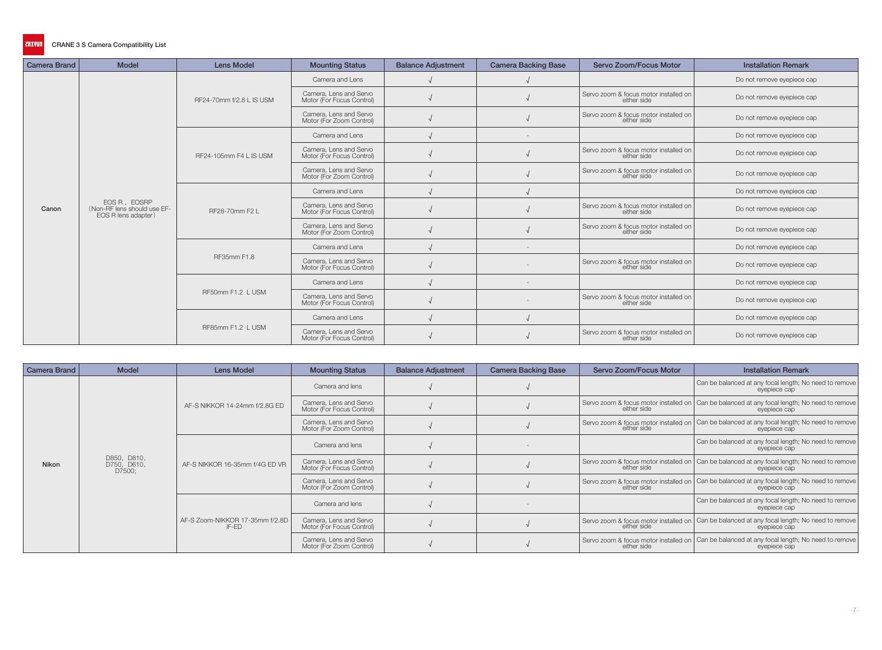CRANE 3 S Camera Compatibility List

| Camera Brand | Model | Lens Model | Mounting Status | Balance Adjustment | Camera Backing Base | Servo Zoom/Focus Motor | Installation Remark |
|---|---|---|---|---|---|---|---|
| Canon | EOS R， EOSRP （Non-RF lens should use EF-EOS R lens adapter） | RF24-70mm f/2.8 L IS USM | Camera and Lens | √ | √ | | Do not remove eyepiece cap |
| | | | Camera, Lens and Servo Motor (For Focus Control) | √ | √ | Servo zoom & focus motor installed on either side | Do not remove eyepiece cap |
| | | | Camera, Lens and Servo Motor (For Zoom Control) | √ | √ | Servo zoom & focus motor installed on either side | Do not remove eyepiece cap |
| | | RF24-105mm F4 L IS USM | Camera and Lens | √ | - | | Do not remove eyepiece cap |
| | | | Camera, Lens and Servo Motor (For Focus Control) | √ | √ | Servo zoom & focus motor installed on either side | Do not remove eyepiece cap |
| | | | Camera, Lens and Servo Motor (For Zoom Control) | √ | √ | Servo zoom & focus motor installed on either side | Do not remove eyepiece cap |
| | | RF28-70mm F2 L | Camera and Lens | √ | √ | | Do not remove eyepiece cap |
| | | | Camera, Lens and Servo Motor (For Focus Control) | √ | √ | Servo zoom & focus motor installed on either side | Do not remove eyepiece cap |
| | | | Camera, Lens and Servo Motor (For Zoom Control) | √ | √ | Servo zoom & focus motor installed on either side | Do not remove eyepiece cap |
| | | RF35mm F1.8 | Camera and Lens | √ | - | | Do not remove eyepiece cap |
| | | | Camera, Lens and Servo Motor (For Focus Control) | √ | - | Servo zoom & focus motor installed on either side | Do not remove eyepiece cap |
| | | RF50mm F1.2 L USM | Camera and Lens | √ | - | | Do not remove eyepiece cap |
| | | | Camera, Lens and Servo Motor (For Focus Control) | √ | - | Servo zoom & focus motor installed on either side | Do not remove eyepiece cap |
| | | RF85mm F1.2 L USM | Camera and Lens | √ | √ | | Do not remove eyepiece cap |
| | | | Camera, Lens and Servo Motor (For Focus Control) | √ | √ | Servo zoom & focus motor installed on either side | Do not remove eyepiece cap |

| Camera Brand | Model | Lens Model | Mounting Status | Balance Adjustment | Camera Backing Base | Servo Zoom/Focus Motor | Installation Remark |
|---|---|---|---|---|---|---|---|
| Nikon | D850, D810, D750, D610, D7500; | AF-S NIKKOR 14-24mm f/2.8G ED | Camera and lens | √ | √ | | Can be balanced at any focal length; No need to remove eyepiece cap |
| | | | Camera, Lens and Servo Motor (For Focus Control) | √ | √ | Servo zoom & focus motor installed on either side | Can be balanced at any focal length; No need to remove eyepiece cap |
| | | | Camera, Lens and Servo Motor (For Zoom Control) | √ | √ | Servo zoom & focus motor installed on either side | Can be balanced at any focal length; No need to remove eyepiece cap |
| | | AF-S NIKKOR 16-35mm f/4G ED VR | Camera and lens | √ | - | | Can be balanced at any focal length; No need to remove eyepiece cap |
| | | | Camera, Lens and Servo Motor (For Focus Control) | √ | √ | Servo zoom & focus motor installed on either side | Can be balanced at any focal length; No need to remove eyepiece cap |
| | | | Camera, Lens and Servo Motor (For Zoom Control) | √ | √ | Servo zoom & focus motor installed on either side | Can be balanced at any focal length; No need to remove eyepiece cap |
| | | AF-S Zoom-NIKKOR 17-35mm f/2.8D IF-ED | Camera and lens | √ | - | | Can be balanced at any focal length; No need to remove eyepiece cap |
| | | | Camera, Lens and Servo Motor (For Focus Control) | √ | √ | Servo zoom & focus motor installed on either side | Can be balanced at any focal length; No need to remove eyepiece cap |
| | | | Camera, Lens and Servo Motor (For Zoom Control) | √ | √ | Servo zoom & focus motor installed on either side | Can be balanced at any focal length; No need to remove eyepiece cap |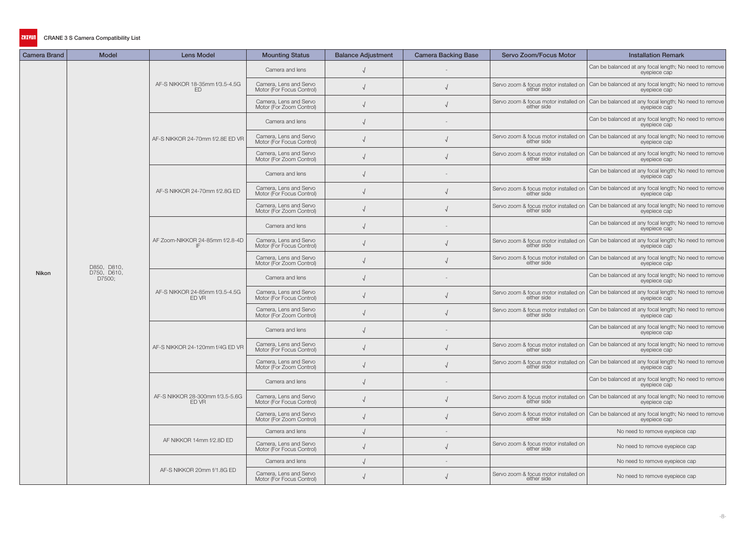CRANE 3 S Camera Compatibility List

| Camera Brand | Model | Lens Model | Mounting Status | Balance Adjustment | Camera Backing Base | Servo Zoom/Focus Motor | Installation Remark |
|---|---|---|---|---|---|---|---|
| Nikon | D850, D810, D750, D610, D7500; | AF-S NIKKOR 18-35mm f/3.5-4.5G ED | Camera and lens | √ | - | | Can be balanced at any focal length; No need to remove eyepiece cap |
| | | | Camera, Lens and Servo Motor (For Focus Control) | √ | √ | Servo zoom & focus motor installed on either side | Can be balanced at any focal length; No need to remove eyepiece cap |
| | | | Camera, Lens and Servo Motor (For Zoom Control) | √ | √ | Servo zoom & focus motor installed on either side | Can be balanced at any focal length; No need to remove eyepiece cap |
| | | AF-S NIKKOR 24-70mm f/2.8E ED VR | Camera and lens | √ | - | | Can be balanced at any focal length; No need to remove eyepiece cap |
| | | | Camera, Lens and Servo Motor (For Focus Control) | √ | √ | Servo zoom & focus motor installed on either side | Can be balanced at any focal length; No need to remove eyepiece cap |
| | | | Camera, Lens and Servo Motor (For Zoom Control) | √ | √ | Servo zoom & focus motor installed on either side | Can be balanced at any focal length; No need to remove eyepiece cap |
| | | AF-S NIKKOR 24-70mm f/2.8G ED | Camera and lens | √ | - | | Can be balanced at any focal length; No need to remove eyepiece cap |
| | | | Camera, Lens and Servo Motor (For Focus Control) | √ | √ | Servo zoom & focus motor installed on either side | Can be balanced at any focal length; No need to remove eyepiece cap |
| | | | Camera, Lens and Servo Motor (For Zoom Control) | √ | √ | Servo zoom & focus motor installed on either side | Can be balanced at any focal length; No need to remove eyepiece cap |
| | | AF Zoom-NIKKOR 24-85mm f/2.8-4D IF | Camera and lens | √ | - | | Can be balanced at any focal length; No need to remove eyepiece cap |
| | | | Camera, Lens and Servo Motor (For Focus Control) | √ | √ | Servo zoom & focus motor installed on either side | Can be balanced at any focal length; No need to remove eyepiece cap |
| | | | Camera, Lens and Servo Motor (For Zoom Control) | √ | √ | Servo zoom & focus motor installed on either side | Can be balanced at any focal length; No need to remove eyepiece cap |
| | | AF-S NIKKOR 24-85mm f/3.5-4.5G ED VR | Camera and lens | √ | - | | Can be balanced at any focal length; No need to remove eyepiece cap |
| | | | Camera, Lens and Servo Motor (For Focus Control) | √ | √ | Servo zoom & focus motor installed on either side | Can be balanced at any focal length; No need to remove eyepiece cap |
| | | | Camera, Lens and Servo Motor (For Zoom Control) | √ | √ | Servo zoom & focus motor installed on either side | Can be balanced at any focal length; No need to remove eyepiece cap |
| | | AF-S NIKKOR 24-120mm f/4G ED VR | Camera and lens | √ | - | | Can be balanced at any focal length; No need to remove eyepiece cap |
| | | | Camera, Lens and Servo Motor (For Focus Control) | √ | √ | Servo zoom & focus motor installed on either side | Can be balanced at any focal length; No need to remove eyepiece cap |
| | | | Camera, Lens and Servo Motor (For Zoom Control) | √ | √ | Servo zoom & focus motor installed on either side | Can be balanced at any focal length; No need to remove eyepiece cap |
| | | AF-S NIKKOR 28-300mm f/3.5-5.6G ED VR | Camera and lens | √ | - | | Can be balanced at any focal length; No need to remove eyepiece cap |
| | | | Camera, Lens and Servo Motor (For Focus Control) | √ | √ | Servo zoom & focus motor installed on either side | Can be balanced at any focal length; No need to remove eyepiece cap |
| | | | Camera, Lens and Servo Motor (For Zoom Control) | √ | √ | Servo zoom & focus motor installed on either side | Can be balanced at any focal length; No need to remove eyepiece cap |
| | | AF NIKKOR 14mm f/2.8D ED | Camera and lens | √ | - | | No need to remove eyepiece cap |
| | | | Camera, Lens and Servo Motor (For Focus Control) | √ | √ | Servo zoom & focus motor installed on either side | No need to remove eyepiece cap |
| | | AF-S NIKKOR 20mm f/1.8G ED | Camera and lens | √ | - | | No need to remove eyepiece cap |
| | | | Camera, Lens and Servo Motor (For Focus Control) | √ | √ | Servo zoom & focus motor installed on either side | No need to remove eyepiece cap |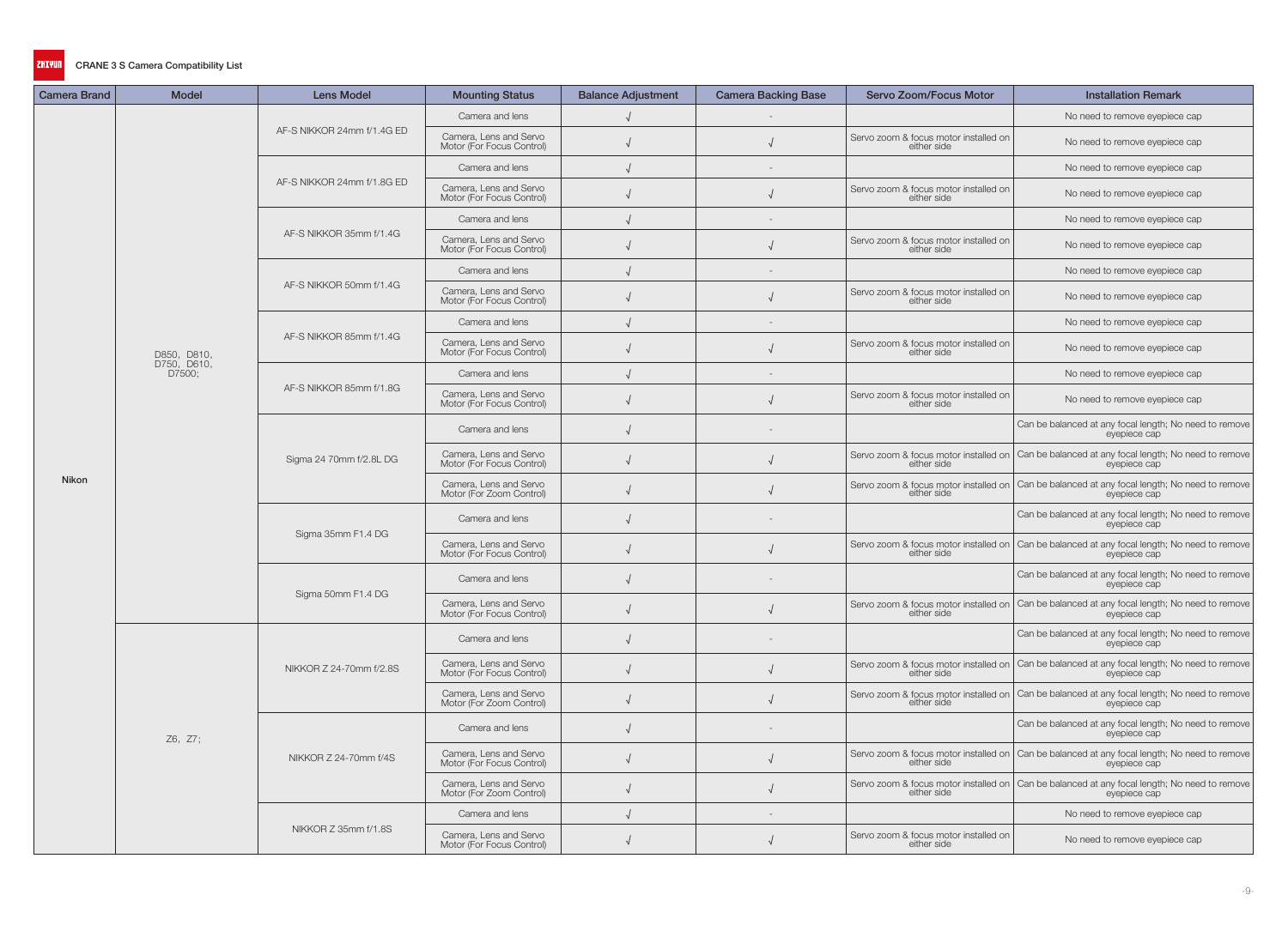CRANE 3 S Camera Compatibility List

| Camera Brand | Model | Lens Model | Mounting Status | Balance Adjustment | Camera Backing Base | Servo Zoom/Focus Motor | Installation Remark |
|---|---|---|---|---|---|---|---|
| Nikon | D850, D810, D750, D610, D7500; | AF-S NIKKOR 24mm f/1.4G ED | Camera and lens | √ | - | | No need to remove eyepiece cap |
| | | | Camera, Lens and Servo Motor (For Focus Control) | √ | √ | Servo zoom & focus motor installed on either side | No need to remove eyepiece cap |
| | | AF-S NIKKOR 24mm f/1.8G ED | Camera and lens | √ | - | | No need to remove eyepiece cap |
| | | | Camera, Lens and Servo Motor (For Focus Control) | √ | √ | Servo zoom & focus motor installed on either side | No need to remove eyepiece cap |
| | | AF-S NIKKOR 35mm f/1.4G | Camera and lens | √ | - | | No need to remove eyepiece cap |
| | | | Camera, Lens and Servo Motor (For Focus Control) | √ | √ | Servo zoom & focus motor installed on either side | No need to remove eyepiece cap |
| | | AF-S NIKKOR 50mm f/1.4G | Camera and lens | √ | - | | No need to remove eyepiece cap |
| | | | Camera, Lens and Servo Motor (For Focus Control) | √ | √ | Servo zoom & focus motor installed on either side | No need to remove eyepiece cap |
| | | AF-S NIKKOR 85mm f/1.4G | Camera and lens | √ | - | | No need to remove eyepiece cap |
| | | | Camera, Lens and Servo Motor (For Focus Control) | √ | √ | Servo zoom & focus motor installed on either side | No need to remove eyepiece cap |
| | | AF-S NIKKOR 85mm f/1.8G | Camera and lens | √ | - | | No need to remove eyepiece cap |
| | | | Camera, Lens and Servo Motor (For Focus Control) | √ | √ | Servo zoom & focus motor installed on either side | No need to remove eyepiece cap |
| | | Sigma 24 70mm f/2.8L DG | Camera and lens | √ | - | | Can be balanced at any focal length; No need to remove eyepiece cap |
| | | | Camera, Lens and Servo Motor (For Focus Control) | √ | √ | Servo zoom & focus motor installed on either side | Can be balanced at any focal length; No need to remove eyepiece cap |
| | | | Camera, Lens and Servo Motor (For Zoom Control) | √ | √ | Servo zoom & focus motor installed on either side | Can be balanced at any focal length; No need to remove eyepiece cap |
| | | Sigma 35mm F1.4 DG | Camera and lens | √ | - | | Can be balanced at any focal length; No need to remove eyepiece cap |
| | | | Camera, Lens and Servo Motor (For Focus Control) | √ | √ | Servo zoom & focus motor installed on either side | Can be balanced at any focal length; No need to remove eyepiece cap |
| | | Sigma 50mm F1.4 DG | Camera and lens | √ | - | | Can be balanced at any focal length; No need to remove eyepiece cap |
| | | | Camera, Lens and Servo Motor (For Focus Control) | √ | √ | Servo zoom & focus motor installed on either side | Can be balanced at any focal length; No need to remove eyepiece cap |
| | Z6, Z7; | NIKKOR Z 24-70mm f/2.8S | Camera and lens | √ | - | | Can be balanced at any focal length; No need to remove eyepiece cap |
| | | | Camera, Lens and Servo Motor (For Focus Control) | √ | √ | Servo zoom & focus motor installed on either side | Can be balanced at any focal length; No need to remove eyepiece cap |
| | | | Camera, Lens and Servo Motor (For Zoom Control) | √ | √ | Servo zoom & focus motor installed on either side | Can be balanced at any focal length; No need to remove eyepiece cap |
| | | NIKKOR Z 24-70mm f/4S | Camera and lens | √ | - | | Can be balanced at any focal length; No need to remove eyepiece cap |
| | | | Camera, Lens and Servo Motor (For Focus Control) | √ | √ | Servo zoom & focus motor installed on either side | Can be balanced at any focal length; No need to remove eyepiece cap |
| | | | Camera, Lens and Servo Motor (For Zoom Control) | √ | √ | Servo zoom & focus motor installed on either side | Can be balanced at any focal length; No need to remove eyepiece cap |
| | | NIKKOR Z 35mm f/1.8S | Camera and lens | √ | - | | No need to remove eyepiece cap |
| | | | Camera, Lens and Servo Motor (For Focus Control) | √ | √ | Servo zoom & focus motor installed on either side | No need to remove eyepiece cap |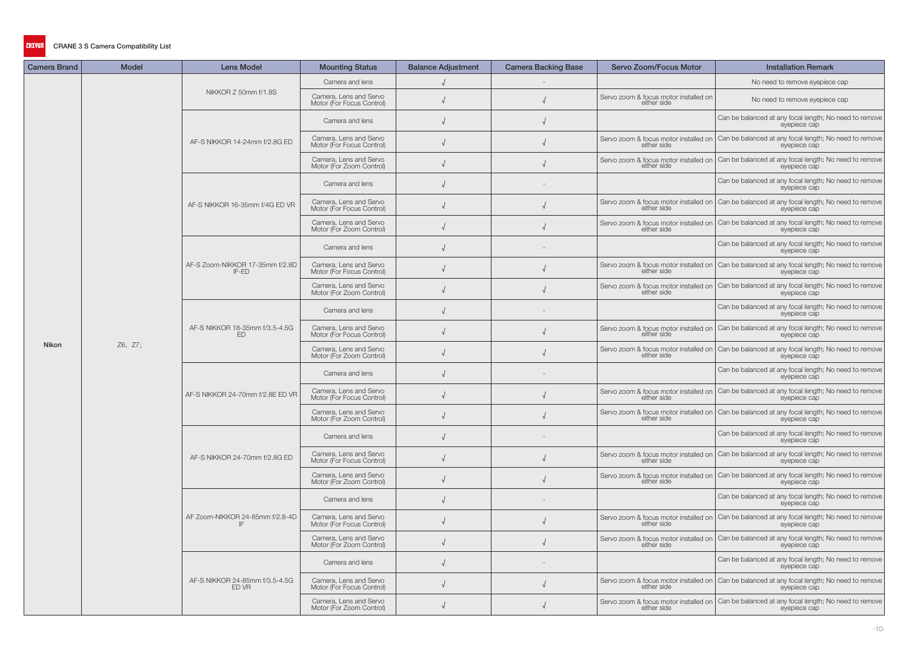CRANE 3 S Camera Compatibility List

| Camera Brand | Model | Lens Model | Mounting Status | Balance Adjustment | Camera Backing Base | Servo Zoom/Focus Motor | Installation Remark |
|---|---|---|---|---|---|---|---|
| Nikon | Z6, Z7; | NIKKOR Z 50mm f/1.8S | Camera and lens | √ | - | | No need to remove eyepiece cap |
| | | | Camera, Lens and Servo Motor (For Focus Control) | √ | √ | Servo zoom & focus motor installed on either side | No need to remove eyepiece cap |
| | | AF-S NIKKOR 14-24mm f/2.8G ED | Camera and lens | √ | √ | | Can be balanced at any focal length; No need to remove eyepiece cap |
| | | | Camera, Lens and Servo Motor (For Focus Control) | √ | √ | Servo zoom & focus motor installed on either side | Can be balanced at any focal length; No need to remove eyepiece cap |
| | | | Camera, Lens and Servo Motor (For Zoom Control) | √ | √ | Servo zoom & focus motor installed on either side | Can be balanced at any focal length; No need to remove eyepiece cap |
| | | AF-S NIKKOR 16-35mm f/4G ED VR | Camera and lens | √ | - | | Can be balanced at any focal length; No need to remove eyepiece cap |
| | | | Camera, Lens and Servo Motor (For Focus Control) | √ | √ | Servo zoom & focus motor installed on either side | Can be balanced at any focal length; No need to remove eyepiece cap |
| | | | Camera, Lens and Servo Motor (For Zoom Control) | √ | √ | Servo zoom & focus motor installed on either side | Can be balanced at any focal length; No need to remove eyepiece cap |
| | | AF-S Zoom-NIKKOR 17-35mm f/2.8D IF-ED | Camera and lens | √ | - | | Can be balanced at any focal length; No need to remove eyepiece cap |
| | | | Camera, Lens and Servo Motor (For Focus Control) | √ | √ | Servo zoom & focus motor installed on either side | Can be balanced at any focal length; No need to remove eyepiece cap |
| | | | Camera, Lens and Servo Motor (For Zoom Control) | √ | √ | Servo zoom & focus motor installed on either side | Can be balanced at any focal length; No need to remove eyepiece cap |
| | | AF-S NIKKOR 18-35mm f/3.5-4.5G ED | Camera and lens | √ | - | | Can be balanced at any focal length; No need to remove eyepiece cap |
| | | | Camera, Lens and Servo Motor (For Focus Control) | √ | √ | Servo zoom & focus motor installed on either side | Can be balanced at any focal length; No need to remove eyepiece cap |
| | | | Camera, Lens and Servo Motor (For Zoom Control) | √ | √ | Servo zoom & focus motor installed on either side | Can be balanced at any focal length; No need to remove eyepiece cap |
| | | AF-S NIKKOR 24-70mm f/2.8E ED VR | Camera and lens | √ | - | | Can be balanced at any focal length; No need to remove eyepiece cap |
| | | | Camera, Lens and Servo Motor (For Focus Control) | √ | √ | Servo zoom & focus motor installed on either side | Can be balanced at any focal length; No need to remove eyepiece cap |
| | | | Camera, Lens and Servo Motor (For Zoom Control) | √ | √ | Servo zoom & focus motor installed on either side | Can be balanced at any focal length; No need to remove eyepiece cap |
| | | AF-S NIKKOR 24-70mm f/2.8G ED | Camera and lens | √ | - | | Can be balanced at any focal length; No need to remove eyepiece cap |
| | | | Camera, Lens and Servo Motor (For Focus Control) | √ | √ | Servo zoom & focus motor installed on either side | Can be balanced at any focal length; No need to remove eyepiece cap |
| | | | Camera, Lens and Servo Motor (For Zoom Control) | √ | √ | Servo zoom & focus motor installed on either side | Can be balanced at any focal length; No need to remove eyepiece cap |
| | | AF Zoom-NIKKOR 24-85mm f/2.8-4D IF | Camera and lens | √ | - | | Can be balanced at any focal length; No need to remove eyepiece cap |
| | | | Camera, Lens and Servo Motor (For Focus Control) | √ | √ | Servo zoom & focus motor installed on either side | Can be balanced at any focal length; No need to remove eyepiece cap |
| | | | Camera, Lens and Servo Motor (For Zoom Control) | √ | √ | Servo zoom & focus motor installed on either side | Can be balanced at any focal length; No need to remove eyepiece cap |
| | | AF-S NIKKOR 24-85mm f/3.5-4.5G ED VR | Camera and lens | √ | - | | Can be balanced at any focal length; No need to remove eyepiece cap |
| | | | Camera, Lens and Servo Motor (For Focus Control) | √ | √ | Servo zoom & focus motor installed on either side | Can be balanced at any focal length; No need to remove eyepiece cap |
| | | | Camera, Lens and Servo Motor (For Zoom Control) | √ | √ | Servo zoom & focus motor installed on either side | Can be balanced at any focal length; No need to remove eyepiece cap |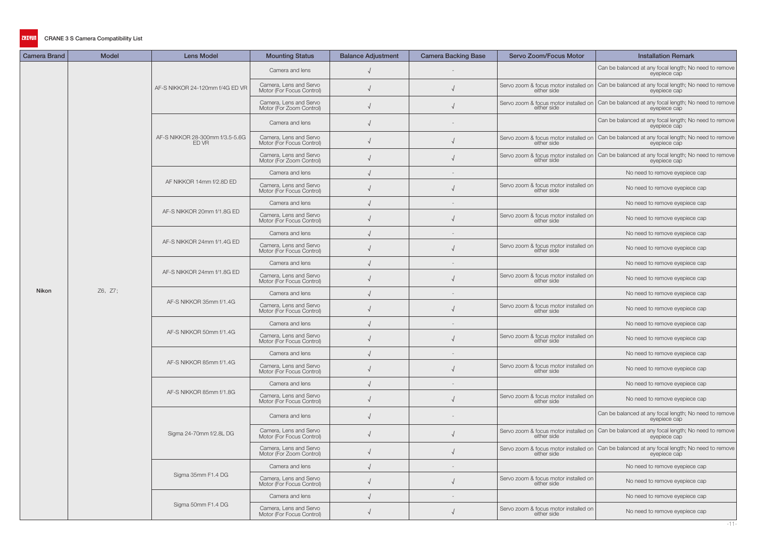CRANE 3 S Camera Compatibility List

| Camera Brand | Model | Lens Model | Mounting Status | Balance Adjustment | Camera Backing Base | Servo Zoom/Focus Motor | Installation Remark |
|---|---|---|---|---|---|---|---|
| Nikon | Z6, Z7; | AF-S NIKKOR 24-120mm f/4G ED VR | Camera and lens | √ | - | | Can be balanced at any focal length; No need to remove eyepiece cap |
| | | | Camera, Lens and Servo Motor (For Focus Control) | √ | √ | Servo zoom & focus motor installed on either side | Can be balanced at any focal length; No need to remove eyepiece cap |
| | | | Camera, Lens and Servo Motor (For Zoom Control) | √ | √ | Servo zoom & focus motor installed on either side | Can be balanced at any focal length; No need to remove eyepiece cap |
| | | AF-S NIKKOR 28-300mm f/3.5-5.6G ED VR | Camera and lens | √ | - | | Can be balanced at any focal length; No need to remove eyepiece cap |
| | | | Camera, Lens and Servo Motor (For Focus Control) | √ | √ | Servo zoom & focus motor installed on either side | Can be balanced at any focal length; No need to remove eyepiece cap |
| | | | Camera, Lens and Servo Motor (For Zoom Control) | √ | √ | Servo zoom & focus motor installed on either side | Can be balanced at any focal length; No need to remove eyepiece cap |
| | | AF NIKKOR 14mm f/2.8D ED | Camera and lens | √ | - | | No need to remove eyepiece cap |
| | | | Camera, Lens and Servo Motor (For Focus Control) | √ | √ | Servo zoom & focus motor installed on either side | No need to remove eyepiece cap |
| | | AF-S NIKKOR 20mm f/1.8G ED | Camera and lens | √ | - | | No need to remove eyepiece cap |
| | | | Camera, Lens and Servo Motor (For Focus Control) | √ | √ | Servo zoom & focus motor installed on either side | No need to remove eyepiece cap |
| | | AF-S NIKKOR 24mm f/1.4G ED | Camera and lens | √ | - | | No need to remove eyepiece cap |
| | | | Camera, Lens and Servo Motor (For Focus Control) | √ | √ | Servo zoom & focus motor installed on either side | No need to remove eyepiece cap |
| | | AF-S NIKKOR 24mm f/1.8G ED | Camera and lens | √ | - | | No need to remove eyepiece cap |
| | | | Camera, Lens and Servo Motor (For Focus Control) | √ | √ | Servo zoom & focus motor installed on either side | No need to remove eyepiece cap |
| | | AF-S NIKKOR 35mm f/1.4G | Camera and lens | √ | - | | No need to remove eyepiece cap |
| | | | Camera, Lens and Servo Motor (For Focus Control) | √ | √ | Servo zoom & focus motor installed on either side | No need to remove eyepiece cap |
| | | AF-S NIKKOR 50mm f/1.4G | Camera and lens | √ | - | | No need to remove eyepiece cap |
| | | | Camera, Lens and Servo Motor (For Focus Control) | √ | √ | Servo zoom & focus motor installed on either side | No need to remove eyepiece cap |
| | | AF-S NIKKOR 85mm f/1.4G | Camera and lens | √ | - | | No need to remove eyepiece cap |
| | | | Camera, Lens and Servo Motor (For Focus Control) | √ | √ | Servo zoom & focus motor installed on either side | No need to remove eyepiece cap |
| | | AF-S NIKKOR 85mm f/1.8G | Camera and lens | √ | - | | No need to remove eyepiece cap |
| | | | Camera, Lens and Servo Motor (For Focus Control) | √ | √ | Servo zoom & focus motor installed on either side | No need to remove eyepiece cap |
| | | Sigma 24-70mm f/2.8L DG | Camera and lens | √ | - | | Can be balanced at any focal length; No need to remove eyepiece cap |
| | | | Camera, Lens and Servo Motor (For Focus Control) | √ | √ | Servo zoom & focus motor installed on either side | Can be balanced at any focal length; No need to remove eyepiece cap |
| | | | Camera, Lens and Servo Motor (For Zoom Control) | √ | √ | Servo zoom & focus motor installed on either side | Can be balanced at any focal length; No need to remove eyepiece cap |
| | | Sigma 35mm F1.4 DG | Camera and lens | √ | - | | No need to remove eyepiece cap |
| | | | Camera, Lens and Servo Motor (For Focus Control) | √ | √ | Servo zoom & focus motor installed on either side | No need to remove eyepiece cap |
| | | Sigma 50mm F1.4 DG | Camera and lens | √ | - | | No need to remove eyepiece cap |
| | | | Camera, Lens and Servo Motor (For Focus Control) | √ | √ | Servo zoom & focus motor installed on either side | No need to remove eyepiece cap |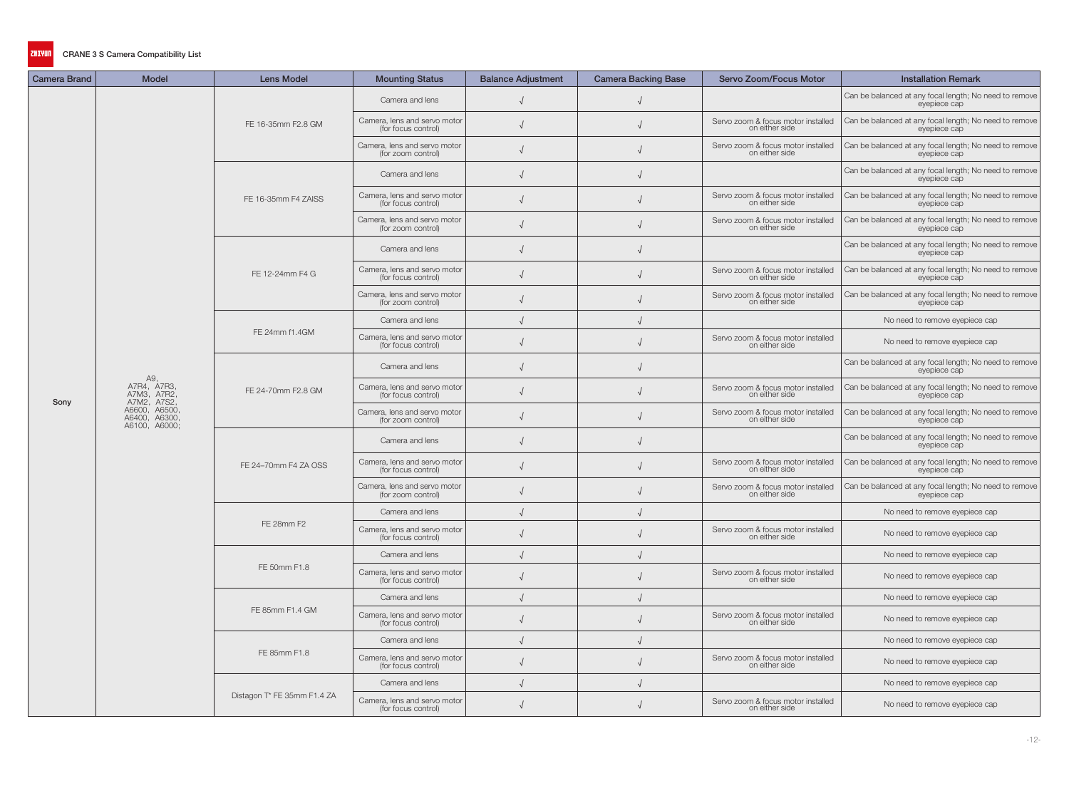CRANE 3 S Camera Compatibility List

| Camera Brand | Model | Lens Model | Mounting Status | Balance Adjustment | Camera Backing Base | Servo Zoom/Focus Motor | Installation Remark |
|---|---|---|---|---|---|---|---|
| Sony | A9, A7R4, A7R3, A7M3, A7R2, A7M2, A7S2, A6600, A6500, A6400, A6300, A6100, A6000; | FE 16-35mm F2.8 GM | Camera and lens | √ | √ | | Can be balanced at any focal length; No need to remove eyepiece cap |
| | | | Camera, lens and servo motor (for focus control) | √ | √ | Servo zoom & focus motor installed on either side | Can be balanced at any focal length; No need to remove eyepiece cap |
| | | | Camera, lens and servo motor (for zoom control) | √ | √ | Servo zoom & focus motor installed on either side | Can be balanced at any focal length; No need to remove eyepiece cap |
| | | FE 16-35mm F4 ZAISS | Camera and lens | √ | √ | | Can be balanced at any focal length; No need to remove eyepiece cap |
| | | | Camera, lens and servo motor (for focus control) | √ | √ | Servo zoom & focus motor installed on either side | Can be balanced at any focal length; No need to remove eyepiece cap |
| | | | Camera, lens and servo motor (for zoom control) | √ | √ | Servo zoom & focus motor installed on either side | Can be balanced at any focal length; No need to remove eyepiece cap |
| | | FE 12-24mm F4 G | Camera and lens | √ | √ | | Can be balanced at any focal length; No need to remove eyepiece cap |
| | | | Camera, lens and servo motor (for focus control) | √ | √ | Servo zoom & focus motor installed on either side | Can be balanced at any focal length; No need to remove eyepiece cap |
| | | | Camera, lens and servo motor (for zoom control) | √ | √ | Servo zoom & focus motor installed on either side | Can be balanced at any focal length; No need to remove eyepiece cap |
| | | FE 24mm f1.4GM | Camera and lens | √ | √ | | No need to remove eyepiece cap |
| | | | Camera, lens and servo motor (for focus control) | √ | √ | Servo zoom & focus motor installed on either side | No need to remove eyepiece cap |
| | | FE 24-70mm F2.8 GM | Camera and lens | √ | √ | | Can be balanced at any focal length; No need to remove eyepiece cap |
| | | | Camera, lens and servo motor (for focus control) | √ | √ | Servo zoom & focus motor installed on either side | Can be balanced at any focal length; No need to remove eyepiece cap |
| | | | Camera, lens and servo motor (for zoom control) | √ | √ | Servo zoom & focus motor installed on either side | Can be balanced at any focal length; No need to remove eyepiece cap |
| | | FE 24–70mm F4 ZA OSS | Camera and lens | √ | √ | | Can be balanced at any focal length; No need to remove eyepiece cap |
| | | | Camera, lens and servo motor (for focus control) | √ | √ | Servo zoom & focus motor installed on either side | Can be balanced at any focal length; No need to remove eyepiece cap |
| | | | Camera, lens and servo motor (for zoom control) | √ | √ | Servo zoom & focus motor installed on either side | Can be balanced at any focal length; No need to remove eyepiece cap |
| | | FE 28mm F2 | Camera and lens | √ | √ | | No need to remove eyepiece cap |
| | | | Camera, lens and servo motor (for focus control) | √ | √ | Servo zoom & focus motor installed on either side | No need to remove eyepiece cap |
| | | FE 50mm F1.8 | Camera and lens | √ | √ | | No need to remove eyepiece cap |
| | | | Camera, lens and servo motor (for focus control) | √ | √ | Servo zoom & focus motor installed on either side | No need to remove eyepiece cap |
| | | FE 85mm F1.4 GM | Camera and lens | √ | √ | | No need to remove eyepiece cap |
| | | | Camera, lens and servo motor (for focus control) | √ | √ | Servo zoom & focus motor installed on either side | No need to remove eyepiece cap |
| | | FE 85mm F1.8 | Camera and lens | √ | √ | | No need to remove eyepiece cap |
| | | | Camera, lens and servo motor (for focus control) | √ | √ | Servo zoom & focus motor installed on either side | No need to remove eyepiece cap |
| | | Distagon T* FE 35mm F1.4 ZA | Camera and lens | √ | √ | | No need to remove eyepiece cap |
| | | | Camera, lens and servo motor (for focus control) | √ | √ | Servo zoom & focus motor installed on either side | No need to remove eyepiece cap |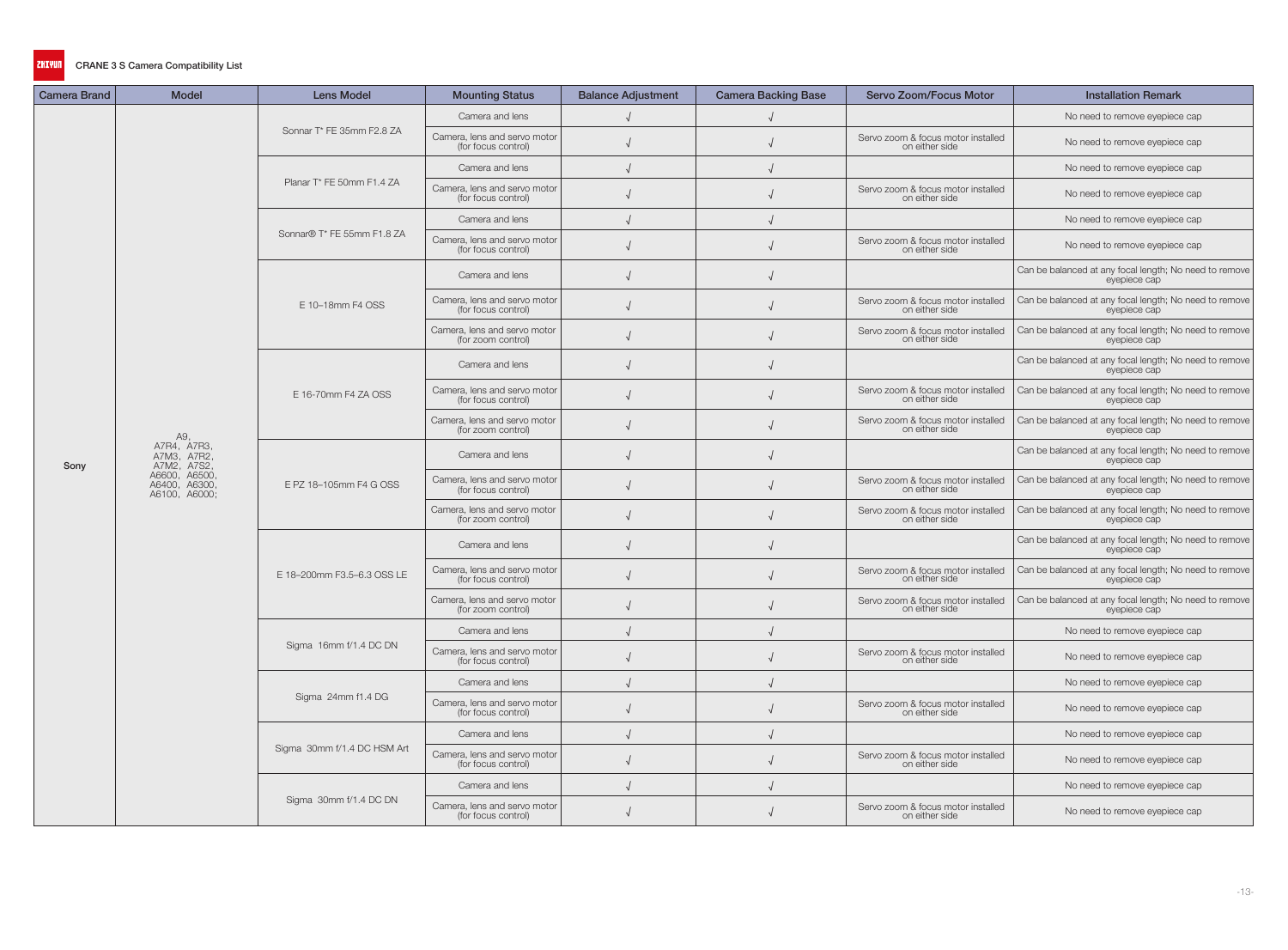CRANE 3 S Camera Compatibility List

| Camera Brand | Model | Lens Model | Mounting Status | Balance Adjustment | Camera Backing Base | Servo Zoom/Focus Motor | Installation Remark |
|---|---|---|---|---|---|---|---|
| Sony | A9, A7R4, A7R3, A7M3, A7R2, A7M2, A7S2, A6600, A6500, A6400, A6300, A6100, A6000; | Sonnar T* FE 35mm F2.8 ZA | Camera and lens | √ | √ | | No need to remove eyepiece cap |
| | | | Camera, lens and servo motor (for focus control) | √ | √ | Servo zoom & focus motor installed on either side | No need to remove eyepiece cap |
| | | Planar T* FE 50mm F1.4 ZA | Camera and lens | √ | √ | | No need to remove eyepiece cap |
| | | | Camera, lens and servo motor (for focus control) | √ | √ | Servo zoom & focus motor installed on either side | No need to remove eyepiece cap |
| | | Sonnar® T* FE 55mm F1.8 ZA | Camera and lens | √ | √ | | No need to remove eyepiece cap |
| | | | Camera, lens and servo motor (for focus control) | √ | √ | Servo zoom & focus motor installed on either side | No need to remove eyepiece cap |
| | | E 10–18mm F4 OSS | Camera and lens | √ | √ | | Can be balanced at any focal length; No need to remove eyepiece cap |
| | | | Camera, lens and servo motor (for focus control) | √ | √ | Servo zoom & focus motor installed on either side | Can be balanced at any focal length; No need to remove eyepiece cap |
| | | | Camera, lens and servo motor (for zoom control) | √ | √ | Servo zoom & focus motor installed on either side | Can be balanced at any focal length; No need to remove eyepiece cap |
| | | E 16-70mm F4 ZA OSS | Camera and lens | √ | √ | | Can be balanced at any focal length; No need to remove eyepiece cap |
| | | | Camera, lens and servo motor (for focus control) | √ | √ | Servo zoom & focus motor installed on either side | Can be balanced at any focal length; No need to remove eyepiece cap |
| | | | Camera, lens and servo motor (for zoom control) | √ | √ | Servo zoom & focus motor installed on either side | Can be balanced at any focal length; No need to remove eyepiece cap |
| | | E PZ 18–105mm F4 G OSS | Camera and lens | √ | √ | | Can be balanced at any focal length; No need to remove eyepiece cap |
| | | | Camera, lens and servo motor (for focus control) | √ | √ | Servo zoom & focus motor installed on either side | Can be balanced at any focal length; No need to remove eyepiece cap |
| | | | Camera, lens and servo motor (for zoom control) | √ | √ | Servo zoom & focus motor installed on either side | Can be balanced at any focal length; No need to remove eyepiece cap |
| | | E 18–200mm F3.5–6.3 OSS LE | Camera and lens | √ | √ | | Can be balanced at any focal length; No need to remove eyepiece cap |
| | | | Camera, lens and servo motor (for focus control) | √ | √ | Servo zoom & focus motor installed on either side | Can be balanced at any focal length; No need to remove eyepiece cap |
| | | | Camera, lens and servo motor (for zoom control) | √ | √ | Servo zoom & focus motor installed on either side | Can be balanced at any focal length; No need to remove eyepiece cap |
| | | Sigma 16mm f/1.4 DC DN | Camera and lens | √ | √ | | No need to remove eyepiece cap |
| | | | Camera, lens and servo motor (for focus control) | √ | √ | Servo zoom & focus motor installed on either side | No need to remove eyepiece cap |
| | | Sigma 24mm f1.4 DG | Camera and lens | √ | √ | | No need to remove eyepiece cap |
| | | | Camera, lens and servo motor (for focus control) | √ | √ | Servo zoom & focus motor installed on either side | No need to remove eyepiece cap |
| | | Sigma 30mm f/1.4 DC HSM Art | Camera and lens | √ | √ | | No need to remove eyepiece cap |
| | | | Camera, lens and servo motor (for focus control) | √ | √ | Servo zoom & focus motor installed on either side | No need to remove eyepiece cap |
| | | Sigma 30mm f/1.4 DC DN | Camera and lens | √ | √ | | No need to remove eyepiece cap |
| | | | Camera, lens and servo motor (for focus control) | √ | √ | Servo zoom & focus motor installed on either side | No need to remove eyepiece cap |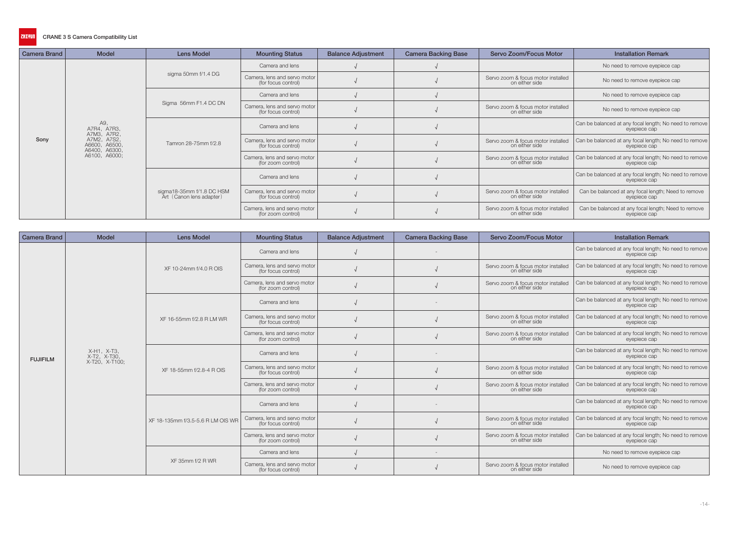CRANE 3 S Camera Compatibility List

| Camera Brand | Model | Lens Model | Mounting Status | Balance Adjustment | Camera Backing Base | Servo Zoom/Focus Motor | Installation Remark |
|---|---|---|---|---|---|---|---|
| Sony | A9, A7R4, A7R3, A7M3, A7R2, A7M2, A7S2, A6600, A6500, A6400, A6300, A6100, A6000; | sigma 50mm f/1.4 DG | Camera and lens | √ | √ | | No need to remove eyepiece cap |
| | | | Camera, lens and servo motor (for focus control) | √ | √ | Servo zoom & focus motor installed on either side | No need to remove eyepiece cap |
| | | Sigma 56mm F1.4 DC DN | Camera and lens | √ | √ | | No need to remove eyepiece cap |
| | | | Camera, lens and servo motor (for focus control) | √ | √ | Servo zoom & focus motor installed on either side | No need to remove eyepiece cap |
| | | Tamron 28-75mm f/2.8 | Camera and lens | √ | √ | | Can be balanced at any focal length; No need to remove eyepiece cap |
| | | | Camera, lens and servo motor (for focus control) | √ | √ | Servo zoom & focus motor installed on either side | Can be balanced at any focal length; No need to remove eyepiece cap |
| | | | Camera, lens and servo motor (for zoom control) | √ | √ | Servo zoom & focus motor installed on either side | Can be balanced at any focal length; No need to remove eyepiece cap |
| | | sigma18-35mm f/1.8 DC HSM Art（Canon lens adapter） | Camera and lens | √ | √ | | Can be balanced at any focal length; No need to remove eyepiece cap |
| | | | Camera, lens and servo motor (for focus control) | √ | √ | Servo zoom & focus motor installed on either side | Can be balanced at any focal length; Need to remove eyepiece cap |
| | | | Camera, lens and servo motor (for zoom control) | √ | √ | Servo zoom & focus motor installed on either side | Can be balanced at any focal length; Need to remove eyepiece cap |

| Camera Brand | Model | Lens Model | Mounting Status | Balance Adjustment | Camera Backing Base | Servo Zoom/Focus Motor | Installation Remark |
|---|---|---|---|---|---|---|---|
| FUJIFILM | X-H1, X-T3, X-T2, X-T30, X-T20, X-T100; | XF 10-24mm f/4.0 R OIS | Camera and lens | √ | - | | Can be balanced at any focal length; No need to remove eyepiece cap |
| | | | Camera, lens and servo motor (for focus control) | √ | √ | Servo zoom & focus motor installed on either side | Can be balanced at any focal length; No need to remove eyepiece cap |
| | | | Camera, lens and servo motor (for zoom control) | √ | √ | Servo zoom & focus motor installed on either side | Can be balanced at any focal length; No need to remove eyepiece cap |
| | | XF 16-55mm f/2.8 R LM WR | Camera and lens | √ | - | | Can be balanced at any focal length; No need to remove eyepiece cap |
| | | | Camera, lens and servo motor (for focus control) | √ | √ | Servo zoom & focus motor installed on either side | Can be balanced at any focal length; No need to remove eyepiece cap |
| | | | Camera, lens and servo motor (for zoom control) | √ | √ | Servo zoom & focus motor installed on either side | Can be balanced at any focal length; No need to remove eyepiece cap |
| | | XF 18-55mm f/2.8-4 R OIS | Camera and lens | √ | - | | Can be balanced at any focal length; No need to remove eyepiece cap |
| | | | Camera, lens and servo motor (for focus control) | √ | √ | Servo zoom & focus motor installed on either side | Can be balanced at any focal length; No need to remove eyepiece cap |
| | | | Camera, lens and servo motor (for zoom control) | √ | √ | Servo zoom & focus motor installed on either side | Can be balanced at any focal length; No need to remove eyepiece cap |
| | | XF 18-135mm f/3.5-5.6 R LM OIS WR | Camera and lens | √ | - | | Can be balanced at any focal length; No need to remove eyepiece cap |
| | | | Camera, lens and servo motor (for focus control) | √ | √ | Servo zoom & focus motor installed on either side | Can be balanced at any focal length; No need to remove eyepiece cap |
| | | | Camera, lens and servo motor (for zoom control) | √ | √ | Servo zoom & focus motor installed on either side | Can be balanced at any focal length; No need to remove eyepiece cap |
| | | XF 35mm f/2 R WR | Camera and lens | √ | - | | No need to remove eyepiece cap |
| | | | Camera, lens and servo motor (for focus control) | √ | √ | Servo zoom & focus motor installed on either side | No need to remove eyepiece cap |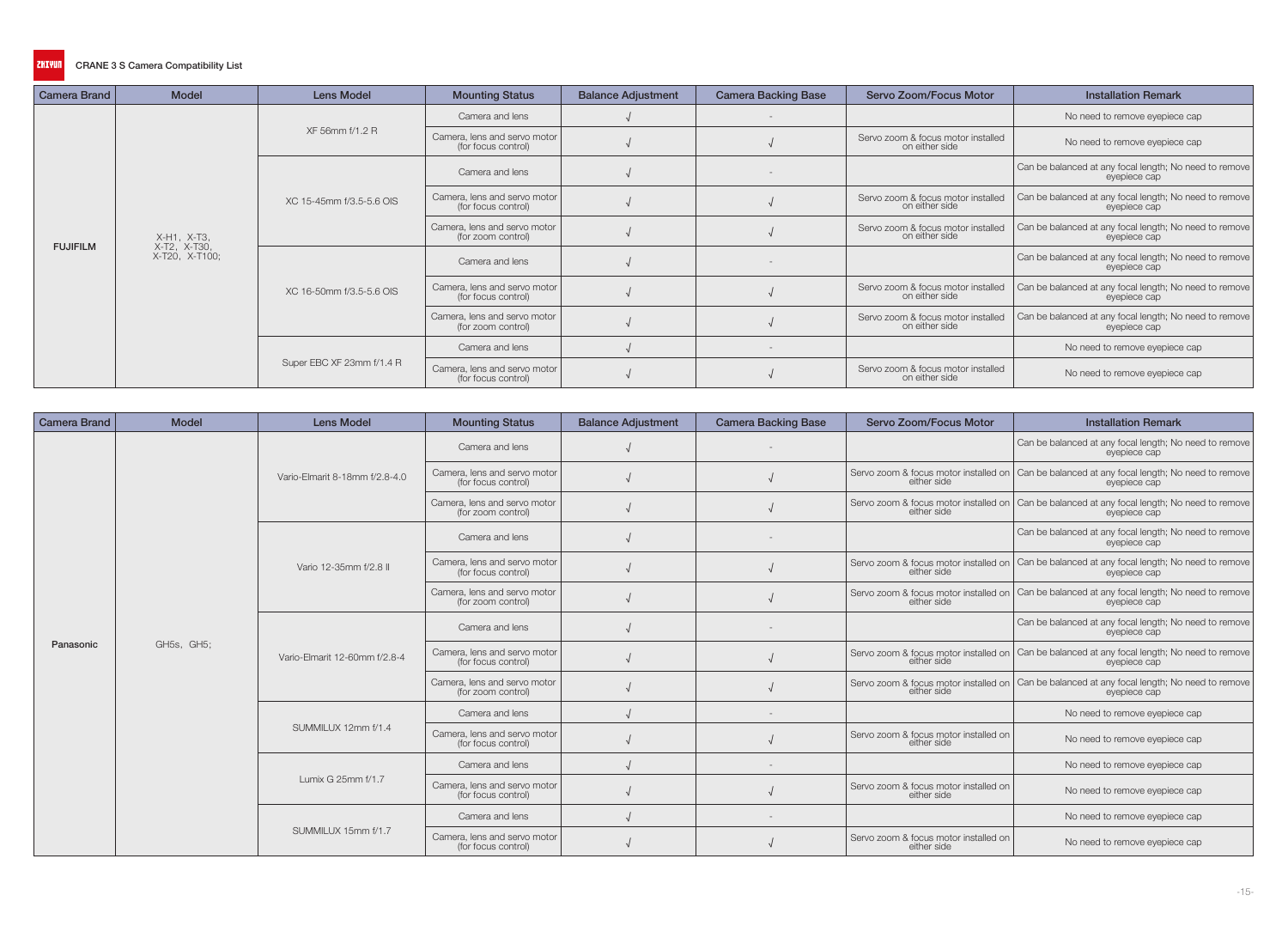# CRANE 3 S Camera Compatibility List

| Camera Brand | Model | Lens Model | Mounting Status | Balance Adjustment | Camera Backing Base | Servo Zoom/Focus Motor | Installation Remark |
|---|---|---|---|---|---|---|---|
| FUJIFILM | X-H1, X-T3, X-T2, X-T30, X-T20, X-T100; | XF 56mm f/1.2 R | Camera and lens | √ | - | | No need to remove eyepiece cap |
| | | | Camera, lens and servo motor (for focus control) | √ | √ | Servo zoom & focus motor installed on either side | No need to remove eyepiece cap |
| | | XC 15-45mm f/3.5-5.6 OIS | Camera and lens | √ | - | | Can be balanced at any focal length; No need to remove eyepiece cap |
| | | | Camera, lens and servo motor (for focus control) | √ | √ | Servo zoom & focus motor installed on either side | Can be balanced at any focal length; No need to remove eyepiece cap |
| | | | Camera, lens and servo motor (for zoom control) | √ | √ | Servo zoom & focus motor installed on either side | Can be balanced at any focal length; No need to remove eyepiece cap |
| | | XC 16-50mm f/3.5-5.6 OIS | Camera and lens | √ | - | | Can be balanced at any focal length; No need to remove eyepiece cap |
| | | | Camera, lens and servo motor (for focus control) | √ | √ | Servo zoom & focus motor installed on either side | Can be balanced at any focal length; No need to remove eyepiece cap |
| | | | Camera, lens and servo motor (for zoom control) | √ | √ | Servo zoom & focus motor installed on either side | Can be balanced at any focal length; No need to remove eyepiece cap |
| | | Super EBC XF 23mm f/1.4 R | Camera and lens | √ | - | | No need to remove eyepiece cap |
| | | | Camera, lens and servo motor (for focus control) | √ | √ | Servo zoom & focus motor installed on either side | No need to remove eyepiece cap |

| Camera Brand | Model | Lens Model | Mounting Status | Balance Adjustment | Camera Backing Base | Servo Zoom/Focus Motor | Installation Remark |
|---|---|---|---|---|---|---|---|
| Panasonic | GH5s, GH5; | Vario-Elmarit 8-18mm f/2.8-4.0 | Camera and lens | √ | - | | Can be balanced at any focal length; No need to remove eyepiece cap |
| | | | Camera, lens and servo motor (for focus control) | √ | √ | Servo zoom & focus motor installed on either side | Can be balanced at any focal length; No need to remove eyepiece cap |
| | | | Camera, lens and servo motor (for zoom control) | √ | √ | Servo zoom & focus motor installed on either side | Can be balanced at any focal length; No need to remove eyepiece cap |
| | | Vario 12-35mm f/2.8 II | Camera and lens | √ | - | | Can be balanced at any focal length; No need to remove eyepiece cap |
| | | | Camera, lens and servo motor (for focus control) | √ | √ | Servo zoom & focus motor installed on either side | Can be balanced at any focal length; No need to remove eyepiece cap |
| | | | Camera, lens and servo motor (for zoom control) | √ | √ | Servo zoom & focus motor installed on either side | Can be balanced at any focal length; No need to remove eyepiece cap |
| | | Vario-Elmarit 12-60mm f/2.8-4 | Camera and lens | √ | - | | Can be balanced at any focal length; No need to remove eyepiece cap |
| | | | Camera, lens and servo motor (for focus control) | √ | √ | Servo zoom & focus motor installed on either side | Can be balanced at any focal length; No need to remove eyepiece cap |
| | | | Camera, lens and servo motor (for zoom control) | √ | √ | Servo zoom & focus motor installed on either side | Can be balanced at any focal length; No need to remove eyepiece cap |
| | | SUMMILUX 12mm f/1.4 | Camera and lens | √ | - | | No need to remove eyepiece cap |
| | | | Camera, lens and servo motor (for focus control) | √ | √ | Servo zoom & focus motor installed on either side | No need to remove eyepiece cap |
| | | Lumix G 25mm f/1.7 | Camera and lens | √ | - | | No need to remove eyepiece cap |
| | | | Camera, lens and servo motor (for focus control) | √ | √ | Servo zoom & focus motor installed on either side | No need to remove eyepiece cap |
| | | SUMMILUX 15mm f/1.7 | Camera and lens | √ | - | | No need to remove eyepiece cap |
| | | | Camera, lens and servo motor (for focus control) | √ | √ | Servo zoom & focus motor installed on either side | No need to remove eyepiece cap |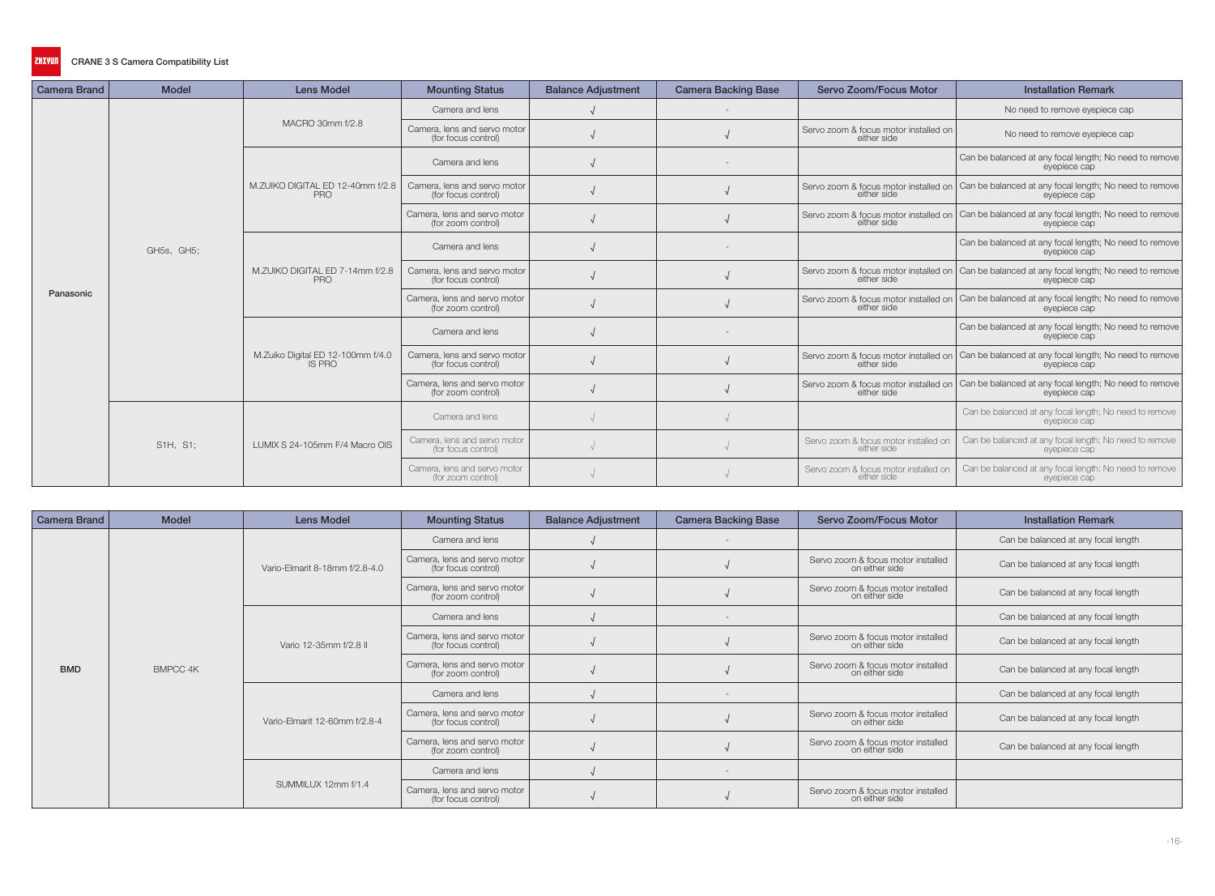ZHIYUN CRANE 3 S Camera Compatibility List

| Camera Brand | Model | Lens Model | Mounting Status | Balance Adjustment | Camera Backing Base | Servo Zoom/Focus Motor | Installation Remark |
|---|---|---|---|---|---|---|---|
| Panasonic | GH5s, GH5; | MACRO 30mm f/2.8 | Camera and lens | √ | - | | No need to remove eyepiece cap |
| | | | Camera, lens and servo motor (for focus control) | √ | √ | Servo zoom & focus motor installed on either side | No need to remove eyepiece cap |
| | | M.ZUIKO DIGITAL ED 12-40mm f/2.8 PRO | Camera and lens | √ | - | | Can be balanced at any focal length; No need to remove eyepiece cap |
| | | | Camera, lens and servo motor (for focus control) | √ | √ | Servo zoom & focus motor installed on either side | Can be balanced at any focal length; No need to remove eyepiece cap |
| | | | Camera, lens and servo motor (for zoom control) | √ | √ | Servo zoom & focus motor installed on either side | Can be balanced at any focal length; No need to remove eyepiece cap |
| | | M.ZUIKO DIGITAL ED 7-14mm f/2.8 PRO | Camera and lens | √ | - | | Can be balanced at any focal length; No need to remove eyepiece cap |
| | | | Camera, lens and servo motor (for focus control) | √ | √ | Servo zoom & focus motor installed on either side | Can be balanced at any focal length; No need to remove eyepiece cap |
| | | | Camera, lens and servo motor (for zoom control) | √ | √ | Servo zoom & focus motor installed on either side | Can be balanced at any focal length; No need to remove eyepiece cap |
| | | M.Zuiko Digital ED 12-100mm f/4.0 IS PRO | Camera and lens | √ | - | | Can be balanced at any focal length; No need to remove eyepiece cap |
| | | | Camera, lens and servo motor (for focus control) | √ | √ | Servo zoom & focus motor installed on either side | Can be balanced at any focal length; No need to remove eyepiece cap |
| | | | Camera, lens and servo motor (for zoom control) | √ | √ | Servo zoom & focus motor installed on either side | Can be balanced at any focal length; No need to remove eyepiece cap |
| | S1H, S1; | LUMIX S 24-105mm F/4 Macro OIS | Camera and lens | √ | √ | | Can be balanced at any focal length; No need to remove eyepiece cap |
| | | | Camera, lens and servo motor (for focus control) | √ | √ | Servo zoom & focus motor installed on either side | Can be balanced at any focal length; No need to remove eyepiece cap |
| | | | Camera, lens and servo motor (for zoom control) | √ | √ | Servo zoom & focus motor installed on either side | Can be balanced at any focal length; No need to remove eyepiece cap |

| Camera Brand | Model | Lens Model | Mounting Status | Balance Adjustment | Camera Backing Base | Servo Zoom/Focus Motor | Installation Remark |
|---|---|---|---|---|---|---|---|
| BMD | BMPCC 4K | Vario-Elmarit 8-18mm f/2.8-4.0 | Camera and lens | √ | - | | Can be balanced at any focal length |
| | | | Camera, lens and servo motor (for focus control) | √ | √ | Servo zoom & focus motor installed on either side | Can be balanced at any focal length |
| | | | Camera, lens and servo motor (for zoom control) | √ | √ | Servo zoom & focus motor installed on either side | Can be balanced at any focal length |
| | | Vario 12-35mm f/2.8 Ⅱ | Camera and lens | √ | - | | Can be balanced at any focal length |
| | | | Camera, lens and servo motor (for focus control) | √ | √ | Servo zoom & focus motor installed on either side | Can be balanced at any focal length |
| | | | Camera, lens and servo motor (for zoom control) | √ | √ | Servo zoom & focus motor installed on either side | Can be balanced at any focal length |
| | | Vario-Elmarit 12-60mm f/2.8-4 | Camera and lens | √ | - | | Can be balanced at any focal length |
| | | | Camera, lens and servo motor (for focus control) | √ | √ | Servo zoom & focus motor installed on either side | Can be balanced at any focal length |
| | | | Camera, lens and servo motor (for zoom control) | √ | √ | Servo zoom & focus motor installed on either side | Can be balanced at any focal length |
| | | SUMMILUX 12mm f/1.4 | Camera and lens | √ | - | | |
| | | | Camera, lens and servo motor (for focus control) | √ | √ | Servo zoom & focus motor installed on either side | |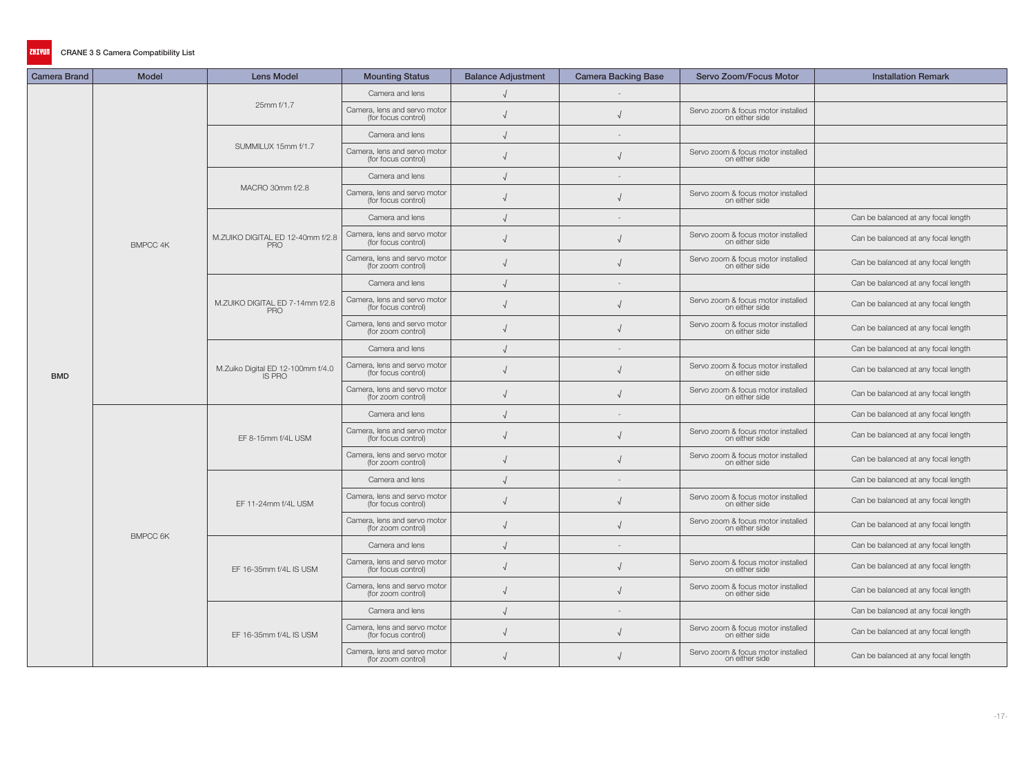CRANE 3 S Camera Compatibility List

| Camera Brand | Model | Lens Model | Mounting Status | Balance Adjustment | Camera Backing Base | Servo Zoom/Focus Motor | Installation Remark |
|---|---|---|---|---|---|---|---|
| BMD | BMPCC 4K | 25mm f/1.7 | Camera and lens | √ | - | | |
| | | | Camera, lens and servo motor (for focus control) | √ | √ | Servo zoom & focus motor installed on either side | |
| | | SUMMILUX 15mm f/1.7 | Camera and lens | √ | - | | |
| | | | Camera, lens and servo motor (for focus control) | √ | √ | Servo zoom & focus motor installed on either side | |
| | | MACRO 30mm f/2.8 | Camera and lens | √ | - | | |
| | | | Camera, lens and servo motor (for focus control) | √ | √ | Servo zoom & focus motor installed on either side | |
| | | M.ZUIKO DIGITAL ED 12-40mm f/2.8 PRO | Camera and lens | √ | - | | Can be balanced at any focal length |
| | | | Camera, lens and servo motor (for focus control) | √ | √ | Servo zoom & focus motor installed on either side | Can be balanced at any focal length |
| | | | Camera, lens and servo motor (for zoom control) | √ | √ | Servo zoom & focus motor installed on either side | Can be balanced at any focal length |
| | | M.ZUIKO DIGITAL ED 7-14mm f/2.8 PRO | Camera and lens | √ | - | | Can be balanced at any focal length |
| | | | Camera, lens and servo motor (for focus control) | √ | √ | Servo zoom & focus motor installed on either side | Can be balanced at any focal length |
| | | | Camera, lens and servo motor (for zoom control) | √ | √ | Servo zoom & focus motor installed on either side | Can be balanced at any focal length |
| | | M.Zuiko Digital ED 12-100mm f/4.0 IS PRO | Camera and lens | √ | - | | Can be balanced at any focal length |
| | | | Camera, lens and servo motor (for focus control) | √ | √ | Servo zoom & focus motor installed on either side | Can be balanced at any focal length |
| | | | Camera, lens and servo motor (for zoom control) | √ | √ | Servo zoom & focus motor installed on either side | Can be balanced at any focal length |
| | BMPCC 6K | EF 8-15mm f/4L USM | Camera and lens | √ | - | | Can be balanced at any focal length |
| | | | Camera, lens and servo motor (for focus control) | √ | √ | Servo zoom & focus motor installed on either side | Can be balanced at any focal length |
| | | | Camera, lens and servo motor (for zoom control) | √ | √ | Servo zoom & focus motor installed on either side | Can be balanced at any focal length |
| | | EF 11-24mm f/4L USM | Camera and lens | √ | - | | Can be balanced at any focal length |
| | | | Camera, lens and servo motor (for focus control) | √ | √ | Servo zoom & focus motor installed on either side | Can be balanced at any focal length |
| | | | Camera, lens and servo motor (for zoom control) | √ | √ | Servo zoom & focus motor installed on either side | Can be balanced at any focal length |
| | | EF 16-35mm f/4L IS USM | Camera and lens | √ | - | | Can be balanced at any focal length |
| | | | Camera, lens and servo motor (for focus control) | √ | √ | Servo zoom & focus motor installed on either side | Can be balanced at any focal length |
| | | | Camera, lens and servo motor (for zoom control) | √ | √ | Servo zoom & focus motor installed on either side | Can be balanced at any focal length |
| | | EF 16-35mm f/4L IS USM | Camera and lens | √ | - | | Can be balanced at any focal length |
| | | | Camera, lens and servo motor (for focus control) | √ | √ | Servo zoom & focus motor installed on either side | Can be balanced at any focal length |
| | | | Camera, lens and servo motor (for zoom control) | √ | √ | Servo zoom & focus motor installed on either side | Can be balanced at any focal length |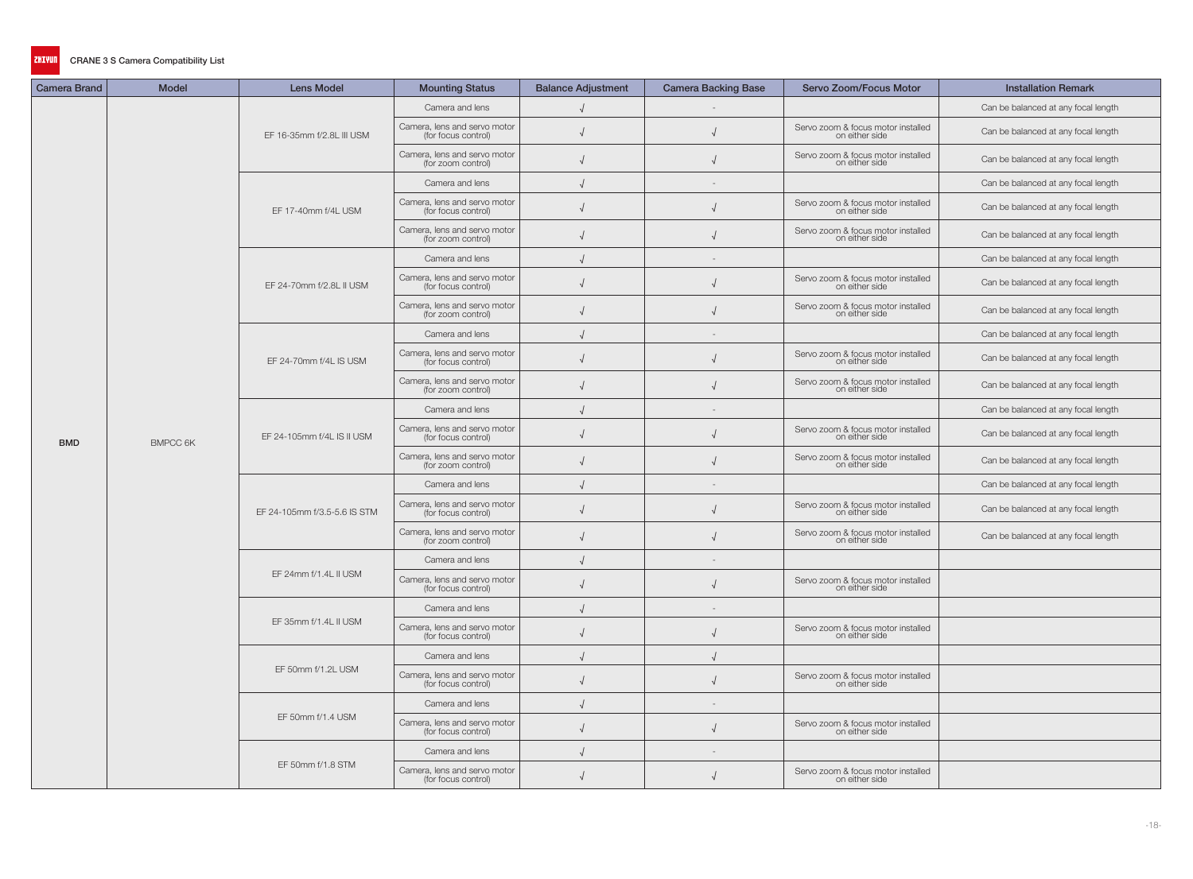# CRANE 3 S Camera Compatibility List

| Camera Brand | Model | Lens Model | Mounting Status | Balance Adjustment | Camera Backing Base | Servo Zoom/Focus Motor | Installation Remark |
|---|---|---|---|---|---|---|---|
| BMD | BMPCC 6K | EF 16-35mm f/2.8L III USM | Camera and lens | √ | - | | Can be balanced at any focal length |
| | | | Camera, lens and servo motor (for focus control) | √ | √ | Servo zoom & focus motor installed on either side | Can be balanced at any focal length |
| | | | Camera, lens and servo motor (for zoom control) | √ | √ | Servo zoom & focus motor installed on either side | Can be balanced at any focal length |
| | | EF 17-40mm f/4L USM | Camera and lens | √ | - | | Can be balanced at any focal length |
| | | | Camera, lens and servo motor (for focus control) | √ | √ | Servo zoom & focus motor installed on either side | Can be balanced at any focal length |
| | | | Camera, lens and servo motor (for zoom control) | √ | √ | Servo zoom & focus motor installed on either side | Can be balanced at any focal length |
| | | EF 24-70mm f/2.8L II USM | Camera and lens | √ | - | | Can be balanced at any focal length |
| | | | Camera, lens and servo motor (for focus control) | √ | √ | Servo zoom & focus motor installed on either side | Can be balanced at any focal length |
| | | | Camera, lens and servo motor (for zoom control) | √ | √ | Servo zoom & focus motor installed on either side | Can be balanced at any focal length |
| | | EF 24-70mm f/4L IS USM | Camera and lens | √ | - | | Can be balanced at any focal length |
| | | | Camera, lens and servo motor (for focus control) | √ | √ | Servo zoom & focus motor installed on either side | Can be balanced at any focal length |
| | | | Camera, lens and servo motor (for zoom control) | √ | √ | Servo zoom & focus motor installed on either side | Can be balanced at any focal length |
| | | EF 24-105mm f/4L IS II USM | Camera and lens | √ | - | | Can be balanced at any focal length |
| | | | Camera, lens and servo motor (for focus control) | √ | √ | Servo zoom & focus motor installed on either side | Can be balanced at any focal length |
| | | | Camera, lens and servo motor (for zoom control) | √ | √ | Servo zoom & focus motor installed on either side | Can be balanced at any focal length |
| | | EF 24-105mm f/3.5-5.6 IS STM | Camera and lens | √ | - | | Can be balanced at any focal length |
| | | | Camera, lens and servo motor (for focus control) | √ | √ | Servo zoom & focus motor installed on either side | Can be balanced at any focal length |
| | | | Camera, lens and servo motor (for zoom control) | √ | √ | Servo zoom & focus motor installed on either side | Can be balanced at any focal length |
| | | EF 24mm f/1.4L II USM | Camera and lens | √ | - | | |
| | | | Camera, lens and servo motor (for focus control) | √ | √ | Servo zoom & focus motor installed on either side | |
| | | EF 35mm f/1.4L II USM | Camera and lens | √ | - | | |
| | | | Camera, lens and servo motor (for focus control) | √ | √ | Servo zoom & focus motor installed on either side | |
| | | EF 50mm f/1.2L USM | Camera and lens | √ | √ | | |
| | | | Camera, lens and servo motor (for focus control) | √ | √ | Servo zoom & focus motor installed on either side | |
| | | EF 50mm f/1.4 USM | Camera and lens | √ | - | | |
| | | | Camera, lens and servo motor (for focus control) | √ | √ | Servo zoom & focus motor installed on either side | |
| | | EF 50mm f/1.8 STM | Camera and lens | √ | - | | |
| | | | Camera, lens and servo motor (for focus control) | √ | √ | Servo zoom & focus motor installed on either side | |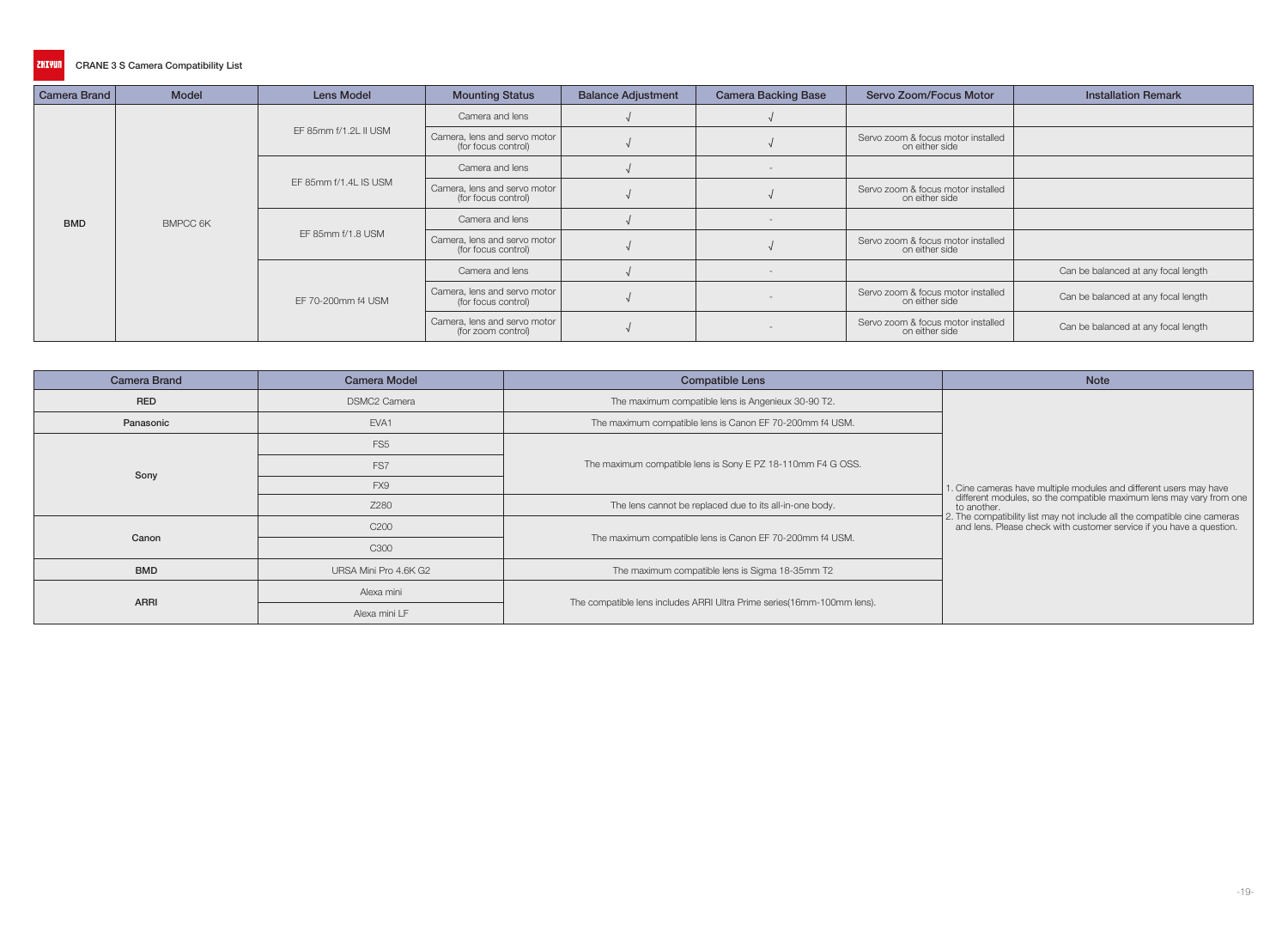ZHIYUN CRANE 3 S Camera Compatibility List

| Camera Brand | Model | Lens Model | Mounting Status | Balance Adjustment | Camera Backing Base | Servo Zoom/Focus Motor | Installation Remark |
|---|---|---|---|---|---|---|---|
| BMD | BMPCC 6K | EF 85mm f/1.2L II USM | Camera and lens | √ | √ | | |
| | | | Camera, lens and servo motor (for focus control) | √ | √ | Servo zoom & focus motor installed on either side | |
| | | EF 85mm f/1.4L IS USM | Camera and lens | √ | - | | |
| | | | Camera, lens and servo motor (for focus control) | √ | √ | Servo zoom & focus motor installed on either side | |
| | | EF 85mm f/1.8 USM | Camera and lens | √ | - | | |
| | | | Camera, lens and servo motor (for focus control) | √ | √ | Servo zoom & focus motor installed on either side | |
| | | EF 70-200mm f4 USM | Camera and lens | √ | - | | Can be balanced at any focal length |
| | | | Camera, lens and servo motor (for focus control) | √ | - | Servo zoom & focus motor installed on either side | Can be balanced at any focal length |
| | | | Camera, lens and servo motor (for zoom control) | √ | - | Servo zoom & focus motor installed on either side | Can be balanced at any focal length |

| Camera Brand | Camera Model | Compatible Lens | Note |
|---|---|---|---|
| RED | DSMC2 Camera | The maximum compatible lens is Angenieux 30-90 T2. | 1. Cine cameras have multiple modules and different users may have different modules, so the compatible maximum lens may vary from one to another.<br>2. The compatibility list may not include all the compatible cine cameras and lens. Please check with customer service if you have a question. |
| Panasonic | EVA1 | The maximum compatible lens is Canon EF 70-200mm f4 USM. | |
| Sony | FS5 | The maximum compatible lens is Sony E PZ 18-110mm F4 G OSS. | |
| | FS7 | | |
| | FX9 | | |
| | Z280 | The lens cannot be replaced due to its all-in-one body. | |
| Canon | C200 | The maximum compatible lens is Canon EF 70-200mm f4 USM. | |
| | C300 | | |
| BMD | URSA Mini Pro 4.6K G2 | The maximum compatible lens is Sigma 18-35mm T2 | |
| ARRI | Alexa mini | The compatible lens includes ARRI Ultra Prime series(16mm-100mm lens). | |
| | Alexa mini LF | | |